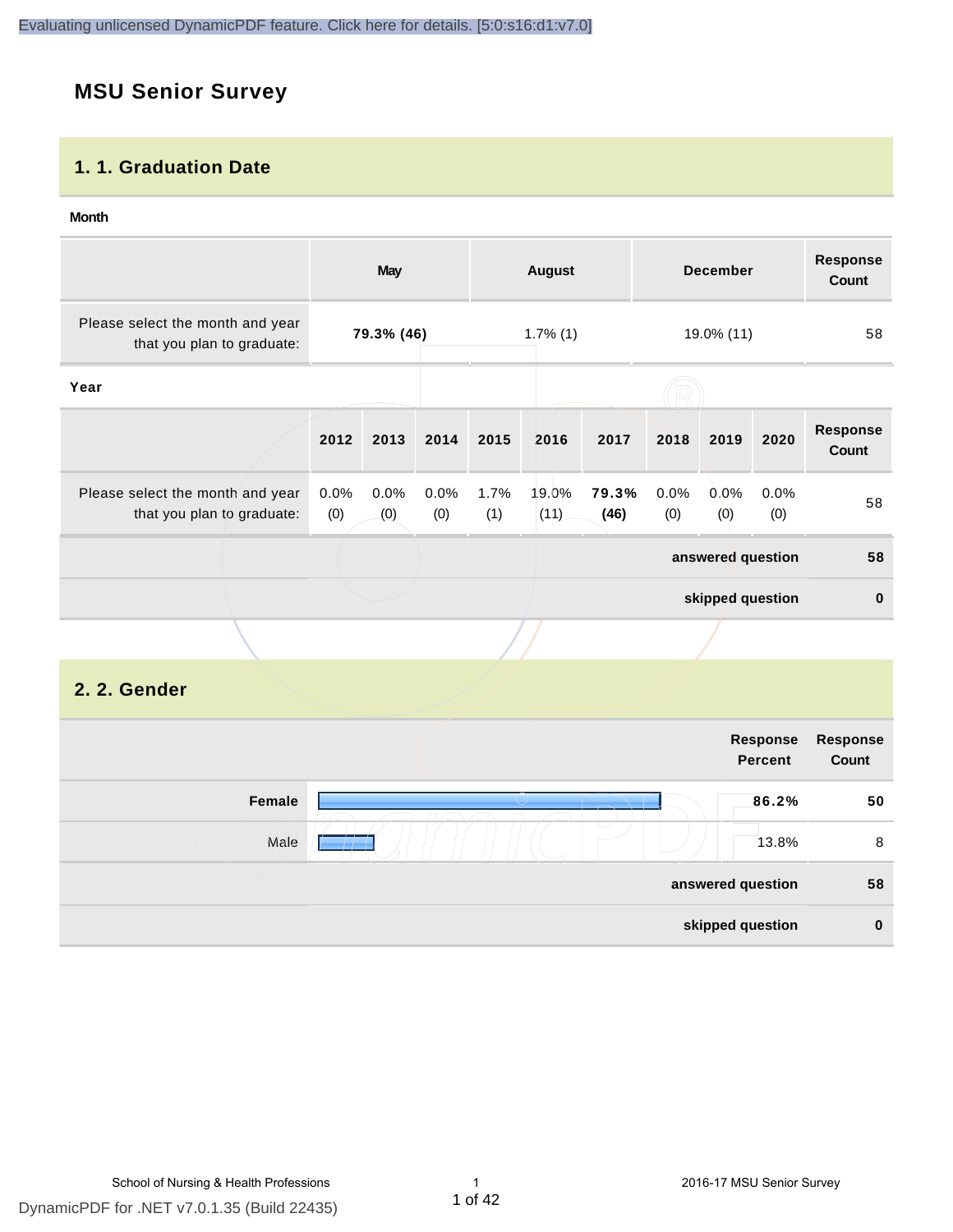# MSU Senior Survey

## 1. 1. Graduation Date

**Month**

| | May | August | December | Response Count |
|---|---|---|---|---|
| Please select the month and year that you plan to graduate: | **79.3% (46)** | 1.7% (1) | 19.0% (11) | 58 |

**Year**

| | 2012 | 2013 | 2014 | 2015 | 2016 | 2017 | 2018 | 2019 | 2020 | Response Count |
|---|---|---|---|---|---|---|---|---|---|---|
| Please select the month and year that you plan to graduate: | 0.0% (0) | 0.0% (0) | 0.0% (0) | 1.7% (1) | 19.0% (11) | **79.3% (46)** | 0.0% (0) | 0.0% (0) | 0.0% (0) | 58 |
| | | | | | | | | | **answered question** | **58** |
| | | | | | | | | | **skipped question** | **0** |

## 2. 2. Gender

| | Response Percent | Response Count |
|---|---|---|
| **Female** | **86.2%** | **50** |
| Male | 13.8% | 8 |
| **answered question** | | **58** |
| **skipped question** | | **0** |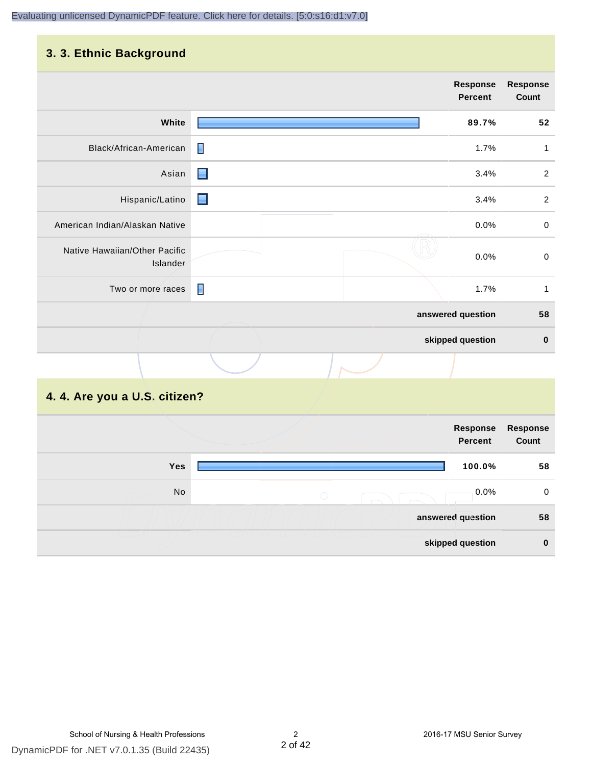## 3. 3. Ethnic Background

| | Response Percent | Response Count |
|---|---|---|
| White | 89.7% | 52 |
| Black/African-American | 1.7% | 1 |
| Asian | 3.4% | 2 |
| Hispanic/Latino | 3.4% | 2 |
| American Indian/Alaskan Native | 0.0% | 0 |
| Native Hawaiian/Other Pacific Islander | 0.0% | 0 |
| Two or more races | 1.7% | 1 |
| **answered question** | | **58** |
| **skipped question** | | **0** |

## 4. 4. Are you a U.S. citizen?

| | Response Percent | Response Count |
|---|---|---|
| Yes | 100.0% | 58 |
| No | 0.0% | 0 |
| **answered question** | | **58** |
| **skipped question** | | **0** |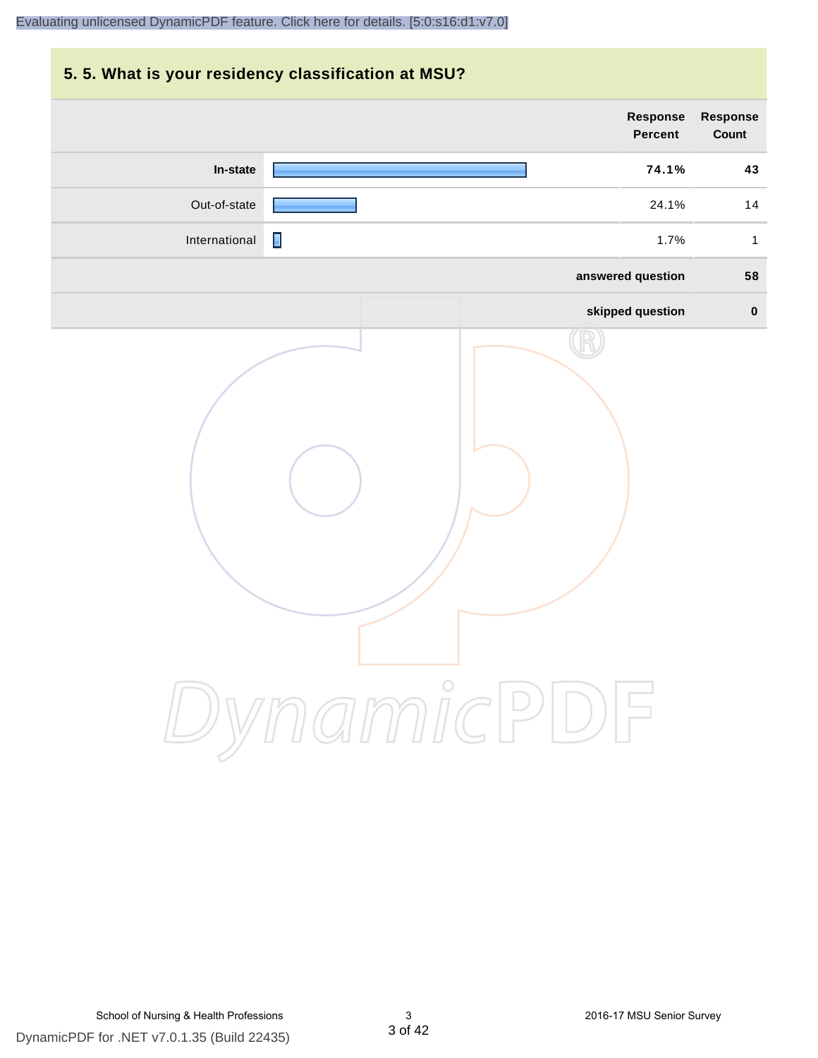## 5. 5. What is your residency classification at MSU?

| | Response Percent | Response Count |
|---|---|---|
| **In-state** | **74.1%** | **43** |
| Out-of-state | 24.1% | 14 |
| International | 1.7% | 1 |
| **answered question** | | **58** |
| **skipped question** | | **0** |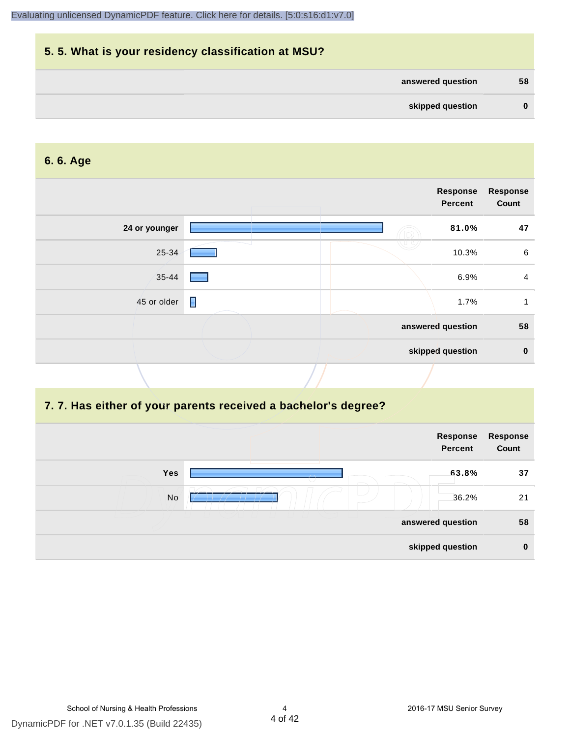## 5. 5. What is your residency classification at MSU?

| | |
|---|---|
| answered question | 58 |
| skipped question | 0 |

## 6. 6. Age

| | Response Percent | Response Count |
|---|---|---|
| **24 or younger** | **81.0%** | **47** |
| 25-34 | 10.3% | 6 |
| 35-44 | 6.9% | 4 |
| 45 or older | 1.7% | 1 |
| answered question | | 58 |
| skipped question | | 0 |

## 7. 7. Has either of your parents received a bachelor's degree?

| | Response Percent | Response Count |
|---|---|---|
| **Yes** | **63.8%** | **37** |
| No | 36.2% | 21 |
| answered question | | 58 |
| skipped question | | 0 |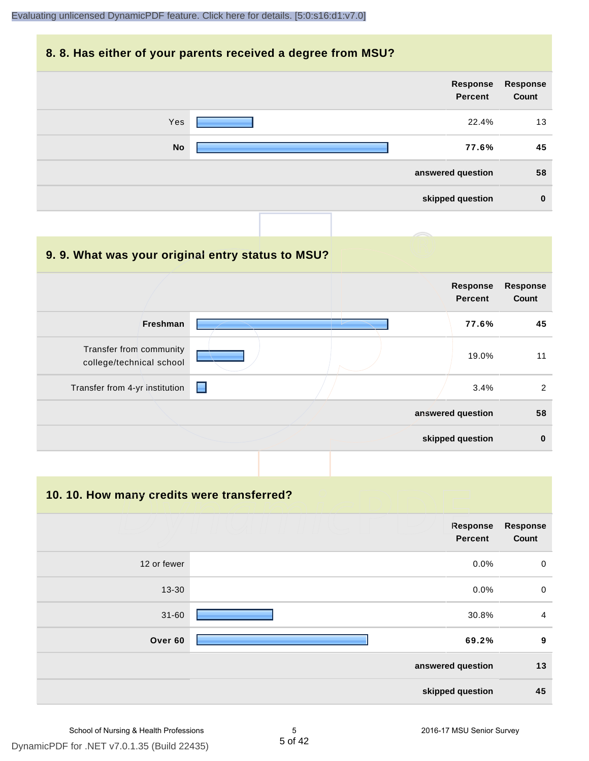## 8. 8. Has either of your parents received a degree from MSU?

| | Response Percent | Response Count |
|---|---|---|
| Yes | 22.4% | 13 |
| **No** | **77.6%** | **45** |
| | **answered question** | **58** |
| | **skipped question** | **0** |

## 9. 9. What was your original entry status to MSU?

| | Response Percent | Response Count |
|---|---|---|
| **Freshman** | **77.6%** | **45** |
| Transfer from community college/technical school | 19.0% | 11 |
| Transfer from 4-yr institution | 3.4% | 2 |
| | **answered question** | **58** |
| | **skipped question** | **0** |

## 10. 10. How many credits were transferred?

| | Response Percent | Response Count |
|---|---|---|
| 12 or fewer | 0.0% | 0 |
| 13-30 | 0.0% | 0 |
| 31-60 | 30.8% | 4 |
| **Over 60** | **69.2%** | **9** |
| | **answered question** | **13** |
| | **skipped question** | **45** |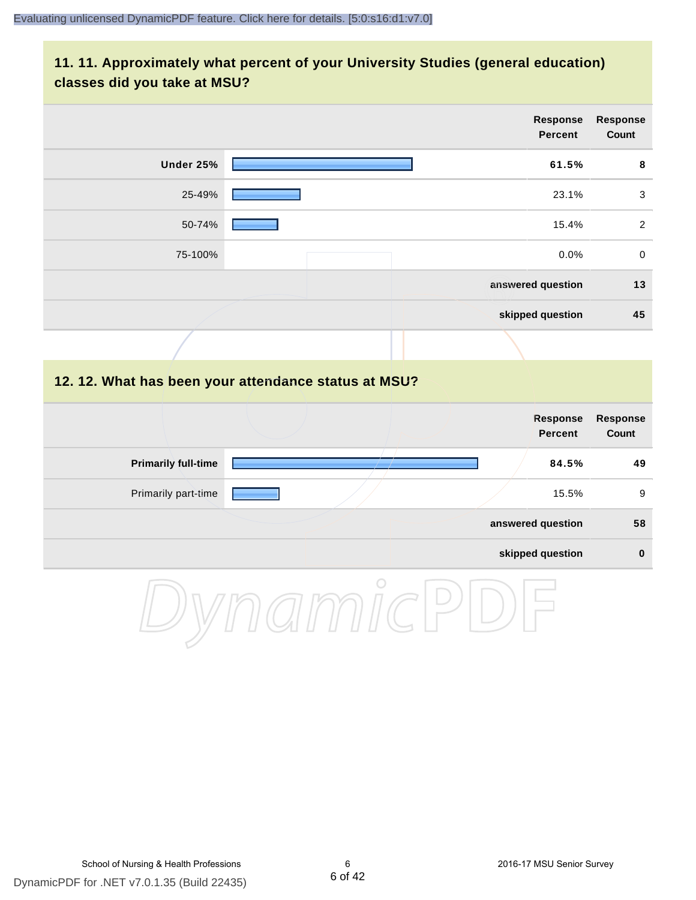## 11. 11. Approximately what percent of your University Studies (general education) classes did you take at MSU?

| | Response Percent | Response Count |
|---|---|---|
| **Under 25%** | **61.5%** | **8** |
| 25-49% | 23.1% | 3 |
| 50-74% | 15.4% | 2 |
| 75-100% | 0.0% | 0 |
| | **answered question** | **13** |
| | **skipped question** | **45** |

## 12. 12. What has been your attendance status at MSU?

| | Response Percent | Response Count |
|---|---|---|
| **Primarily full-time** | **84.5%** | **49** |
| Primarily part-time | 15.5% | 9 |
| | **answered question** | **58** |
| | **skipped question** | **0** |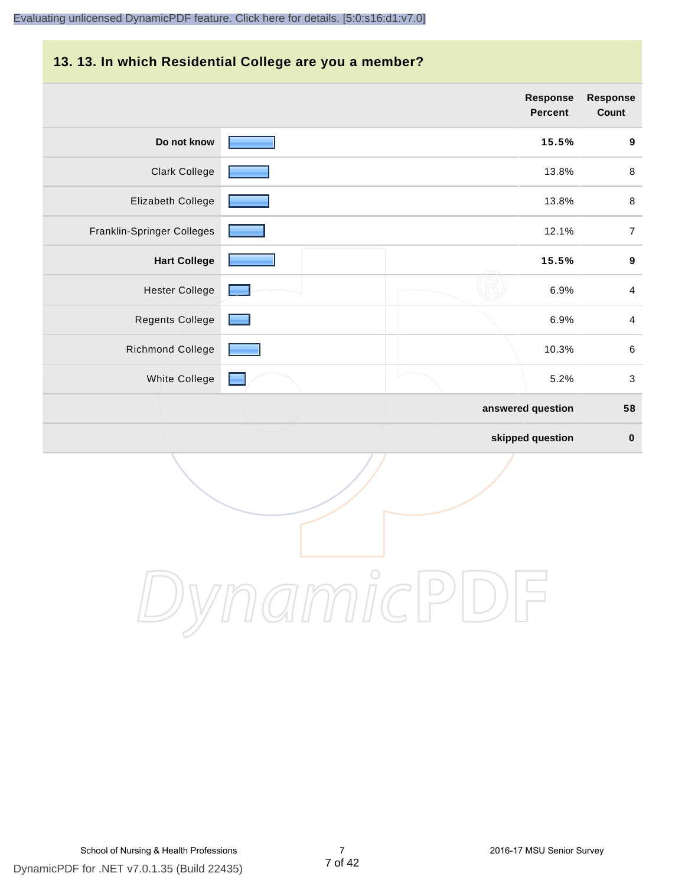## 13. 13. In which Residential College are you a member?

| | Response Percent | Response Count |
|---|---|---|
| **Do not know** | **15.5%** | **9** |
| Clark College | 13.8% | 8 |
| Elizabeth College | 13.8% | 8 |
| Franklin-Springer Colleges | 12.1% | 7 |
| **Hart College** | **15.5%** | **9** |
| Hester College | 6.9% | 4 |
| Regents College | 6.9% | 4 |
| Richmond College | 10.3% | 6 |
| White College | 5.2% | 3 |
| | **answered question** | **58** |
| | **skipped question** | **0** |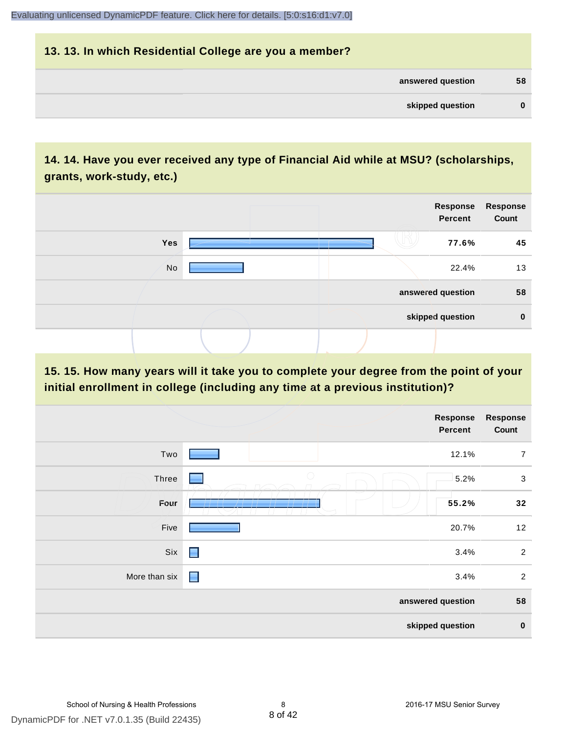## 13. 13. In which Residential College are you a member?

| | |
|---|---|
| **answered question** | **58** |
| **skipped question** | **0** |

## 14. 14. Have you ever received any type of Financial Aid while at MSU? (scholarships, grants, work-study, etc.)

| | Response Percent | Response Count |
|---|---|---|
| **Yes** | **77.6%** | **45** |
| No | 22.4% | 13 |
| | **answered question** | **58** |
| | **skipped question** | **0** |

## 15. 15. How many years will it take you to complete your degree from the point of your initial enrollment in college (including any time at a previous institution)?

| | Response Percent | Response Count |
|---|---|---|
| Two | 12.1% | 7 |
| Three | 5.2% | 3 |
| **Four** | **55.2%** | **32** |
| Five | 20.7% | 12 |
| Six | 3.4% | 2 |
| More than six | 3.4% | 2 |
| | **answered question** | **58** |
| | **skipped question** | **0** |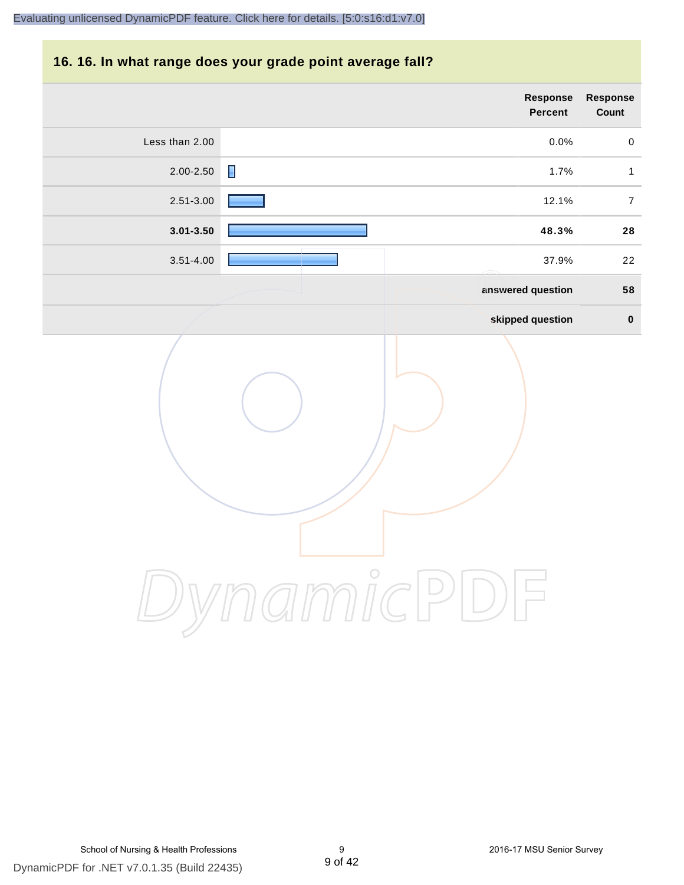## 16. 16. In what range does your grade point average fall?

| | Response Percent | Response Count |
|---|---|---|
| Less than 2.00 | 0.0% | 0 |
| 2.00-2.50 | 1.7% | 1 |
| 2.51-3.00 | 12.1% | 7 |
| **3.01-3.50** | **48.3%** | **28** |
| 3.51-4.00 | 37.9% | 22 |
| | **answered question** | **58** |
| | **skipped question** | **0** |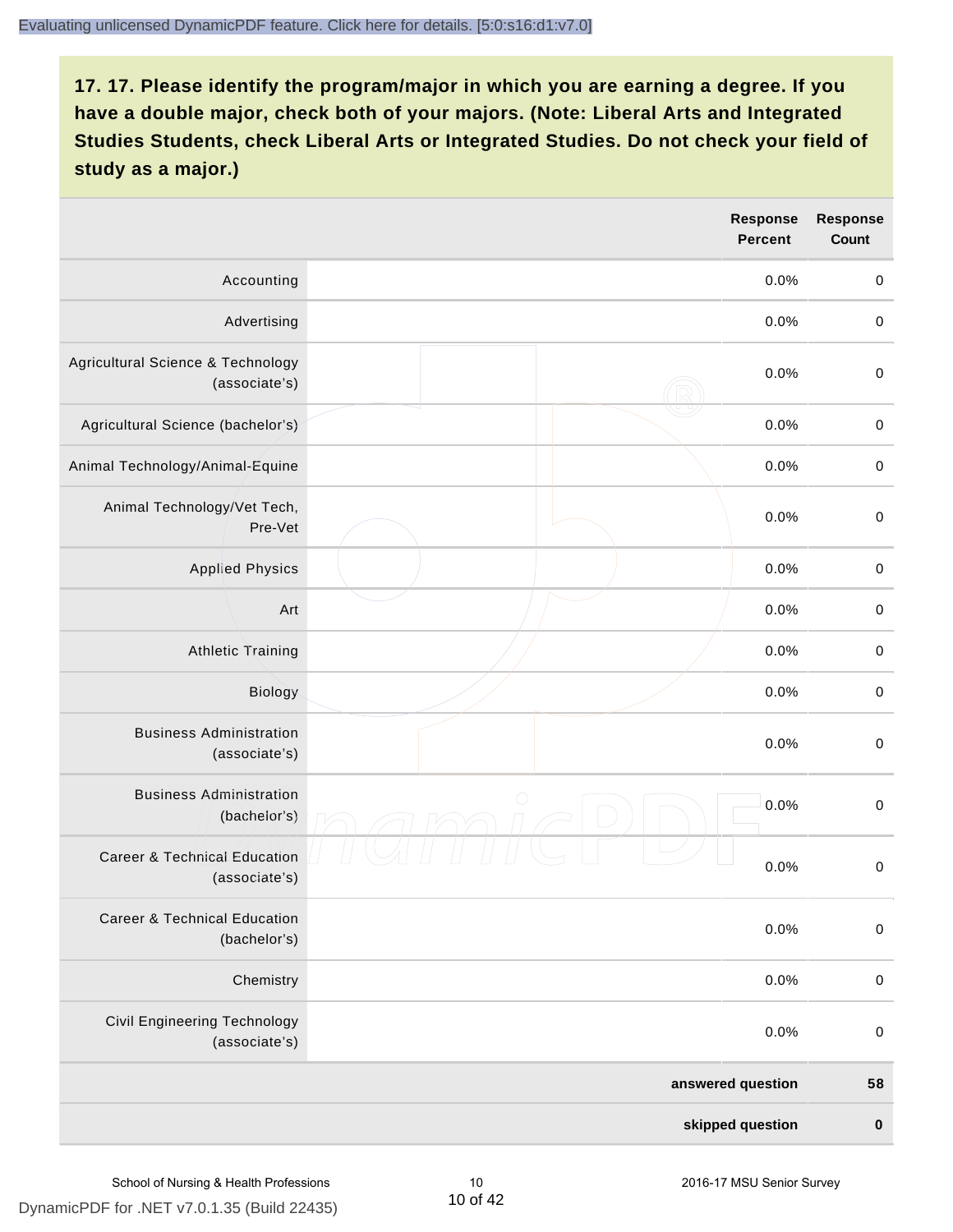**17. 17. Please identify the program/major in which you are earning a degree. If you have a double major, check both of your majors. (Note: Liberal Arts and Integrated Studies Students, check Liberal Arts or Integrated Studies. Do not check your field of study as a major.)**

| | | Response Percent | Response Count |
|---|---|---|---|
| Accounting | | 0.0% | 0 |
| Advertising | | 0.0% | 0 |
| Agricultural Science & Technology (associate's) | | 0.0% | 0 |
| Agricultural Science (bachelor's) | | 0.0% | 0 |
| Animal Technology/Animal-Equine | | 0.0% | 0 |
| Animal Technology/Vet Tech, Pre-Vet | | 0.0% | 0 |
| Applied Physics | | 0.0% | 0 |
| Art | | 0.0% | 0 |
| Athletic Training | | 0.0% | 0 |
| Biology | | 0.0% | 0 |
| Business Administration (associate's) | | 0.0% | 0 |
| Business Administration (bachelor's) | | 0.0% | 0 |
| Career & Technical Education (associate's) | | 0.0% | 0 |
| Career & Technical Education (bachelor's) | | 0.0% | 0 |
| Chemistry | | 0.0% | 0 |
| Civil Engineering Technology (associate's) | | 0.0% | 0 |
| | | **answered question** | **58** |
| | | **skipped question** | **0** |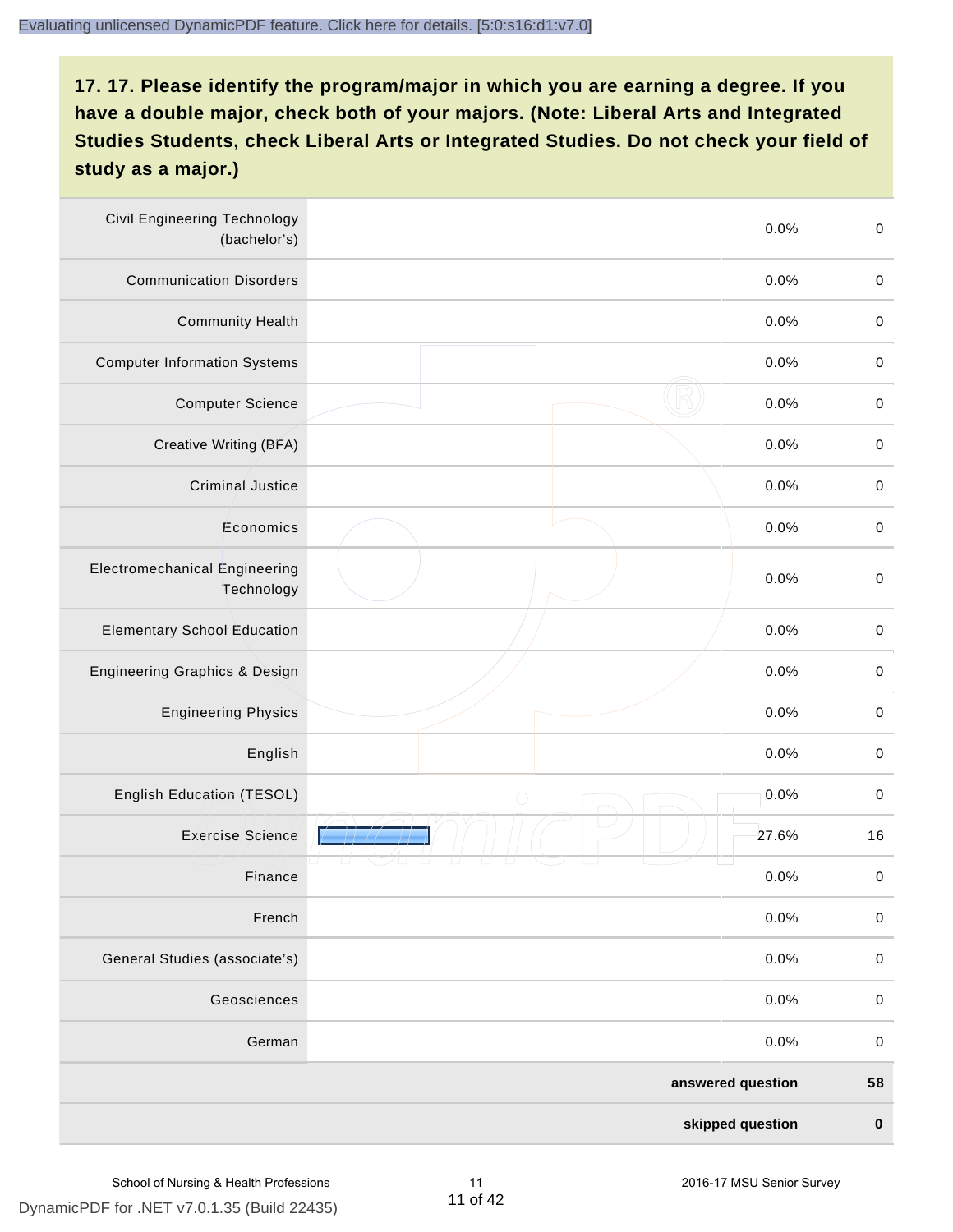**17. 17. Please identify the program/major in which you are earning a degree. If you have a double major, check both of your majors. (Note: Liberal Arts and Integrated Studies Students, check Liberal Arts or Integrated Studies. Do not check your field of study as a major.)**

| | | | |
|---|---|---|---|
| Civil Engineering Technology (bachelor's) | | 0.0% | 0 |
| Communication Disorders | | 0.0% | 0 |
| Community Health | | 0.0% | 0 |
| Computer Information Systems | | 0.0% | 0 |
| Computer Science | | 0.0% | 0 |
| Creative Writing (BFA) | | 0.0% | 0 |
| Criminal Justice | | 0.0% | 0 |
| Economics | | 0.0% | 0 |
| Electromechanical Engineering Technology | | 0.0% | 0 |
| Elementary School Education | | 0.0% | 0 |
| Engineering Graphics & Design | | 0.0% | 0 |
| Engineering Physics | | 0.0% | 0 |
| English | | 0.0% | 0 |
| English Education (TESOL) | | 0.0% | 0 |
| Exercise Science | | 27.6% | 16 |
| Finance | | 0.0% | 0 |
| French | | 0.0% | 0 |
| General Studies (associate's) | | 0.0% | 0 |
| Geosciences | | 0.0% | 0 |
| German | | 0.0% | 0 |
| | | **answered question** | **58** |
| | | **skipped question** | **0** |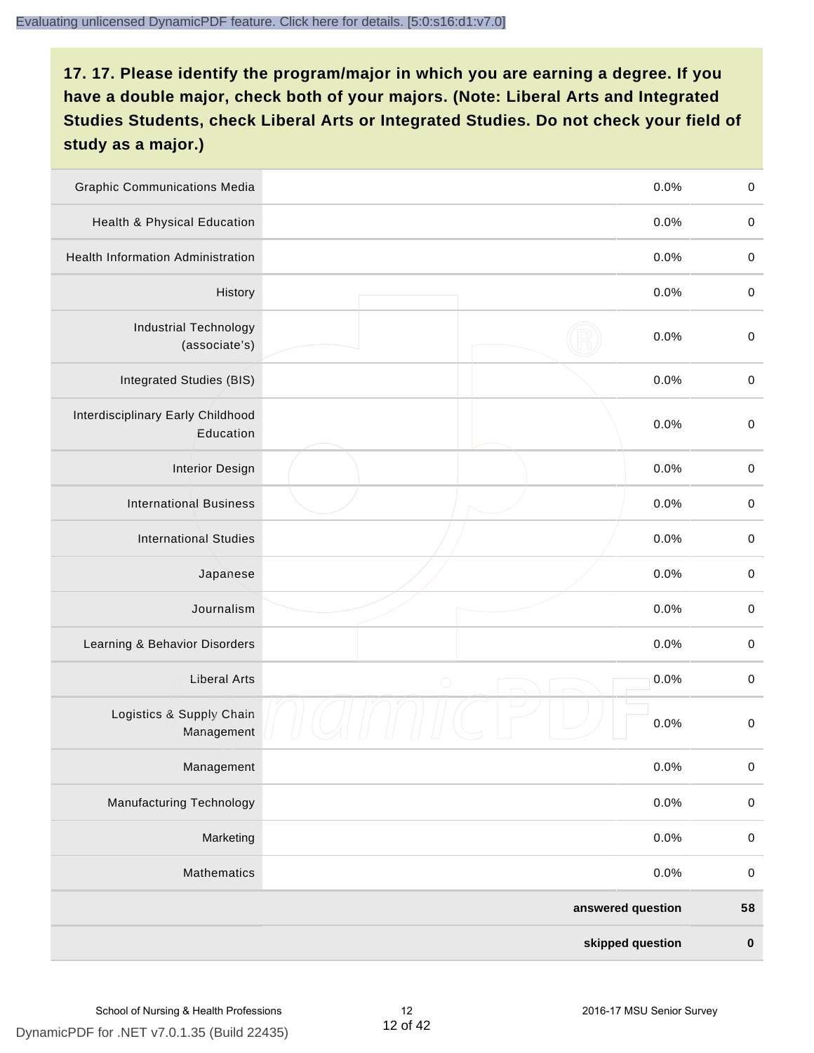**17. 17. Please identify the program/major in which you are earning a degree. If you have a double major, check both of your majors. (Note: Liberal Arts and Integrated Studies Students, check Liberal Arts or Integrated Studies. Do not check your field of study as a major.)**

| Program/Major | | Percent | Count |
|---|---|---|---|
| Graphic Communications Media | | 0.0% | 0 |
| Health & Physical Education | | 0.0% | 0 |
| Health Information Administration | | 0.0% | 0 |
| History | | 0.0% | 0 |
| Industrial Technology (associate's) | | 0.0% | 0 |
| Integrated Studies (BIS) | | 0.0% | 0 |
| Interdisciplinary Early Childhood Education | | 0.0% | 0 |
| Interior Design | | 0.0% | 0 |
| International Business | | 0.0% | 0 |
| International Studies | | 0.0% | 0 |
| Japanese | | 0.0% | 0 |
| Journalism | | 0.0% | 0 |
| Learning & Behavior Disorders | | 0.0% | 0 |
| Liberal Arts | | 0.0% | 0 |
| Logistics & Supply Chain Management | | 0.0% | 0 |
| Management | | 0.0% | 0 |
| Manufacturing Technology | | 0.0% | 0 |
| Marketing | | 0.0% | 0 |
| Mathematics | | 0.0% | 0 |
| | | **answered question** | **58** |
| | | **skipped question** | **0** |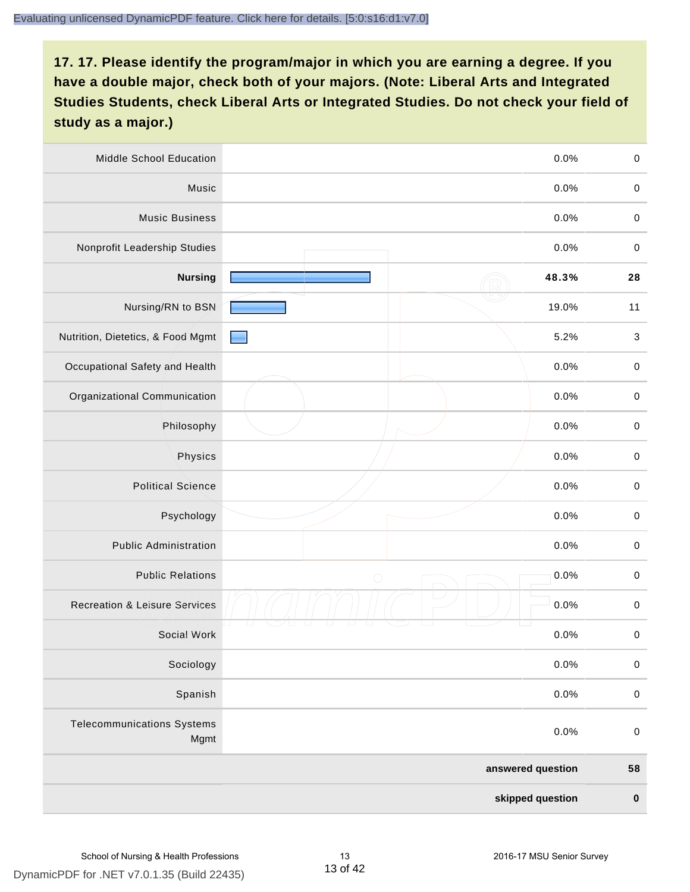**17. 17. Please identify the program/major in which you are earning a degree. If you have a double major, check both of your majors. (Note: Liberal Arts and Integrated Studies Students, check Liberal Arts or Integrated Studies. Do not check your field of study as a major.)**

| Program/Major | Percent | Count |
|---|---|---|
| Middle School Education | 0.0% | 0 |
| Music | 0.0% | 0 |
| Music Business | 0.0% | 0 |
| Nonprofit Leadership Studies | 0.0% | 0 |
| **Nursing** | **48.3%** | **28** |
| Nursing/RN to BSN | 19.0% | 11 |
| Nutrition, Dietetics, & Food Mgmt | 5.2% | 3 |
| Occupational Safety and Health | 0.0% | 0 |
| Organizational Communication | 0.0% | 0 |
| Philosophy | 0.0% | 0 |
| Physics | 0.0% | 0 |
| Political Science | 0.0% | 0 |
| Psychology | 0.0% | 0 |
| Public Administration | 0.0% | 0 |
| Public Relations | 0.0% | 0 |
| Recreation & Leisure Services | 0.0% | 0 |
| Social Work | 0.0% | 0 |
| Sociology | 0.0% | 0 |
| Spanish | 0.0% | 0 |
| Telecommunications Systems Mgmt | 0.0% | 0 |
| | **answered question** | **58** |
| | **skipped question** | **0** |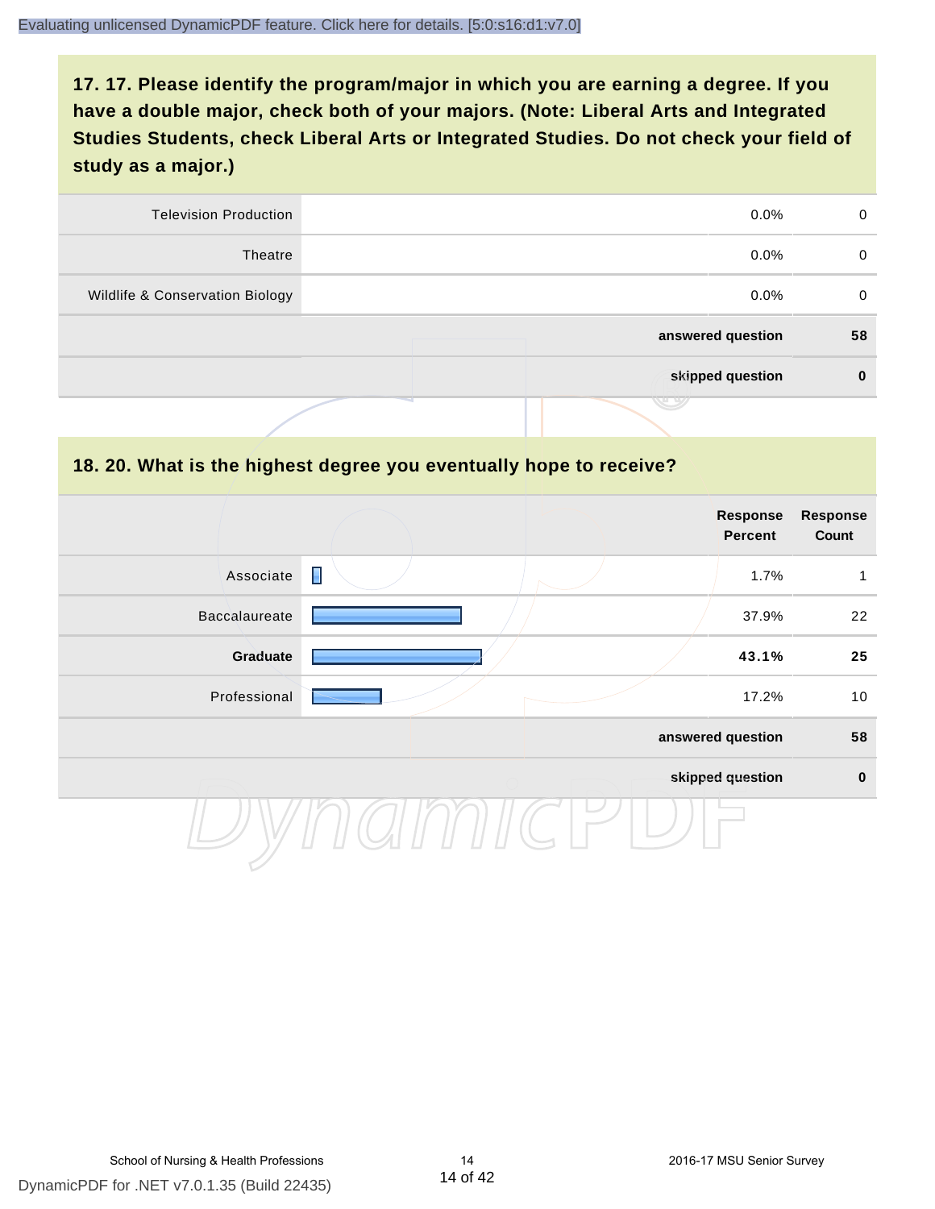## 17. 17. Please identify the program/major in which you are earning a degree. If you have a double major, check both of your majors. (Note: Liberal Arts and Integrated Studies Students, check Liberal Arts or Integrated Studies. Do not check your field of study as a major.)

| | | | |
|---|---|---|---|
| Television Production | | 0.0% | 0 |
| Theatre | | 0.0% | 0 |
| Wildlife & Conservation Biology | | 0.0% | 0 |
| | | **answered question** | **58** |
| | | **skipped question** | **0** |

## 18. 20. What is the highest degree you eventually hope to receive?

| | | Response Percent | Response Count |
|---|---|---|---|
| Associate | | 1.7% | 1 |
| Baccalaureate | | 37.9% | 22 |
| **Graduate** | | **43.1%** | **25** |
| Professional | | 17.2% | 10 |
| | | **answered question** | **58** |
| | | **skipped question** | **0** |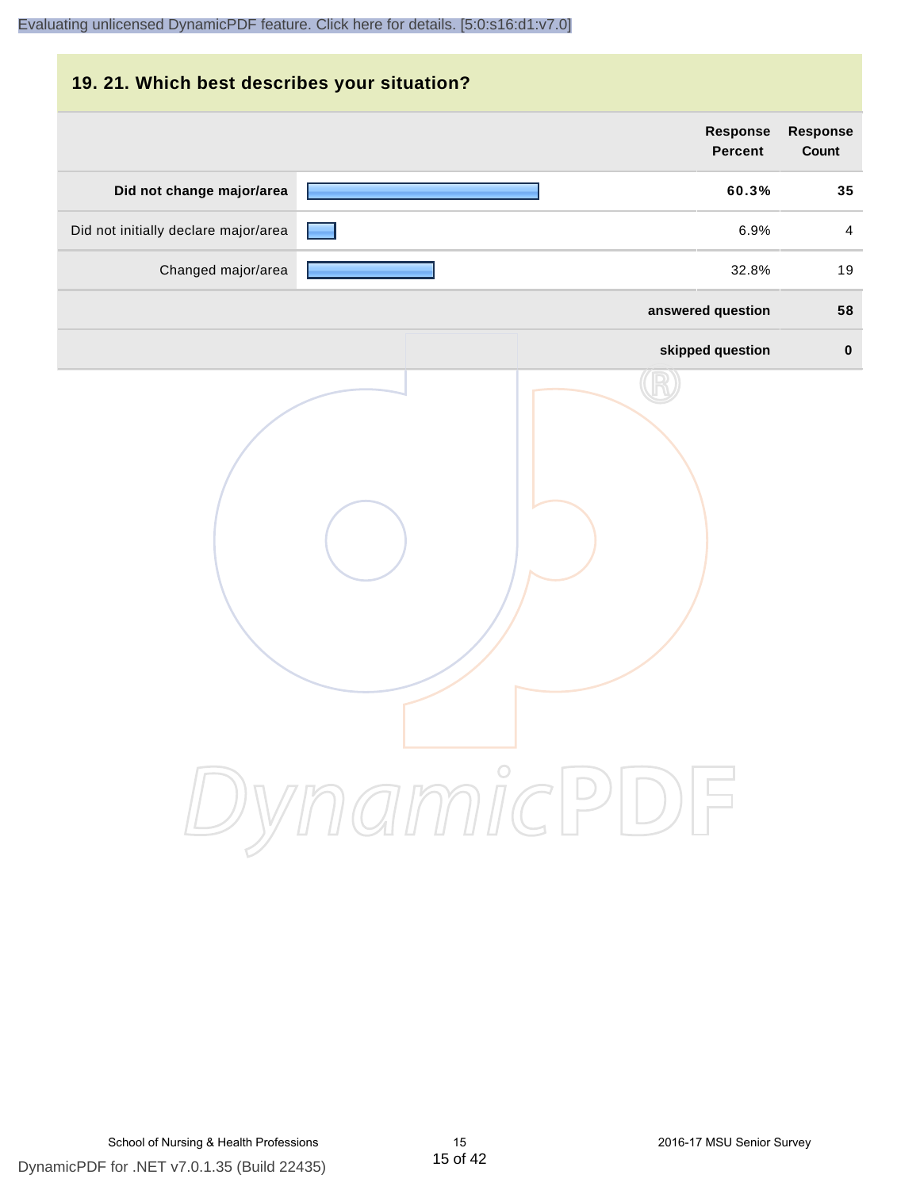## 19. 21. Which best describes your situation?

| | | Response Percent | Response Count |
|---|---|---|---|
| **Did not change major/area** | | **60.3%** | **35** |
| Did not initially declare major/area | | 6.9% | 4 |
| Changed major/area | | 32.8% | 19 |
| | | **answered question** | **58** |
| | | **skipped question** | **0** |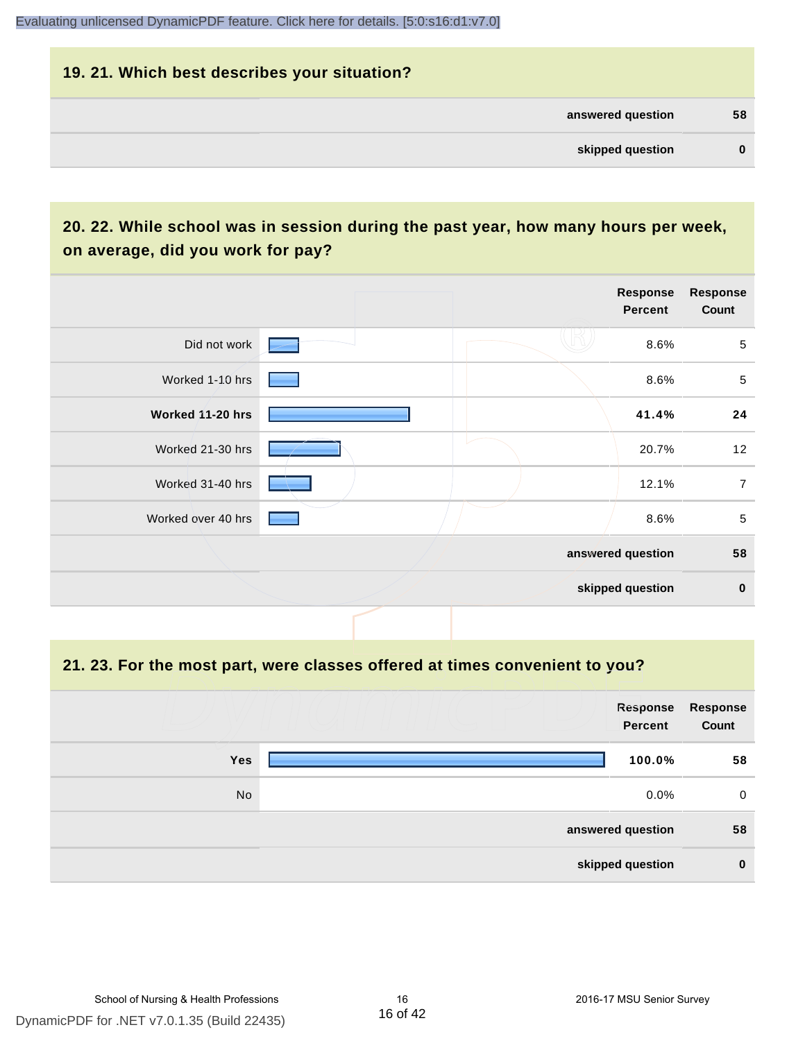## 19. 21. Which best describes your situation?

| | |
|---|---|
| answered question | 58 |
| skipped question | 0 |

## 20. 22. While school was in session during the past year, how many hours per week, on average, did you work for pay?

| | Response Percent | Response Count |
|---|---|---|
| Did not work | 8.6% | 5 |
| Worked 1-10 hrs | 8.6% | 5 |
| **Worked 11-20 hrs** | **41.4%** | **24** |
| Worked 21-30 hrs | 20.7% | 12 |
| Worked 31-40 hrs | 12.1% | 7 |
| Worked over 40 hrs | 8.6% | 5 |
| | answered question | 58 |
| | skipped question | 0 |

## 21. 23. For the most part, were classes offered at times convenient to you?

| | Response Percent | Response Count |
|---|---|---|
| **Yes** | **100.0%** | **58** |
| No | 0.0% | 0 |
| | answered question | 58 |
| | skipped question | 0 |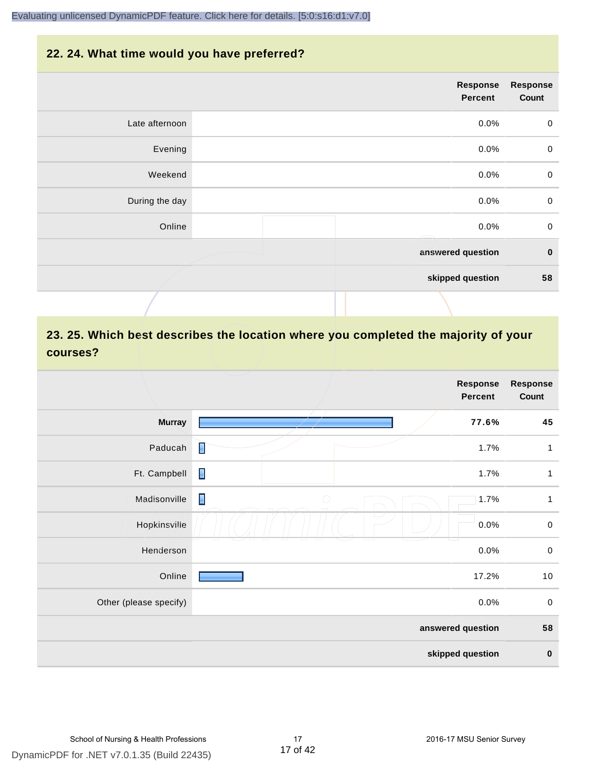Evaluating unlicensed DynamicPDF feature. Click here for details. [5:0:s16:d1:v7.0]

## 22. 24. What time would you have preferred?

| | Response Percent | Response Count |
|---|---|---|
| Late afternoon | 0.0% | 0 |
| Evening | 0.0% | 0 |
| Weekend | 0.0% | 0 |
| During the day | 0.0% | 0 |
| Online | 0.0% | 0 |
| answered question | | 0 |
| skipped question | | 58 |

## 23. 25. Which best describes the location where you completed the majority of your courses?

| | Response Percent | Response Count |
|---|---|---|
| **Murray** | **77.6%** | **45** |
| Paducah | 1.7% | 1 |
| Ft. Campbell | 1.7% | 1 |
| Madisonville | 1.7% | 1 |
| Hopkinsville | 0.0% | 0 |
| Henderson | 0.0% | 0 |
| Online | 17.2% | 10 |
| Other (please specify) | 0.0% | 0 |
| answered question | | 58 |
| skipped question | | 0 |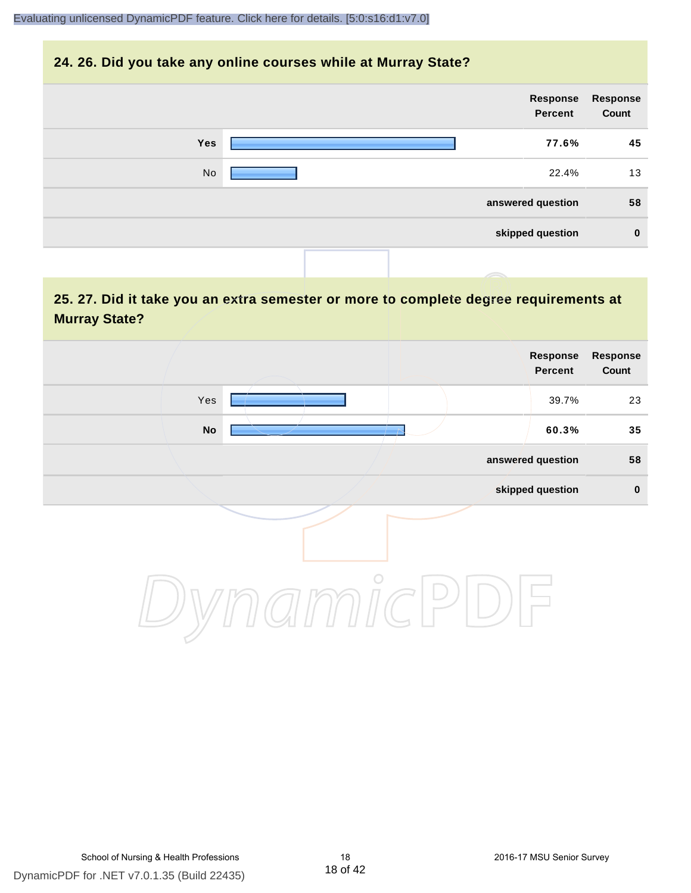## 24. 26. Did you take any online courses while at Murray State?

| | Response Percent | Response Count |
|---|---|---|
| **Yes** | **77.6%** | **45** |
| No | 22.4% | 13 |
| | **answered question** | **58** |
| | **skipped question** | **0** |

## 25. 27. Did it take you an extra semester or more to complete degree requirements at Murray State?

| | Response Percent | Response Count |
|---|---|---|
| Yes | 39.7% | 23 |
| **No** | **60.3%** | **35** |
| | **answered question** | **58** |
| | **skipped question** | **0** |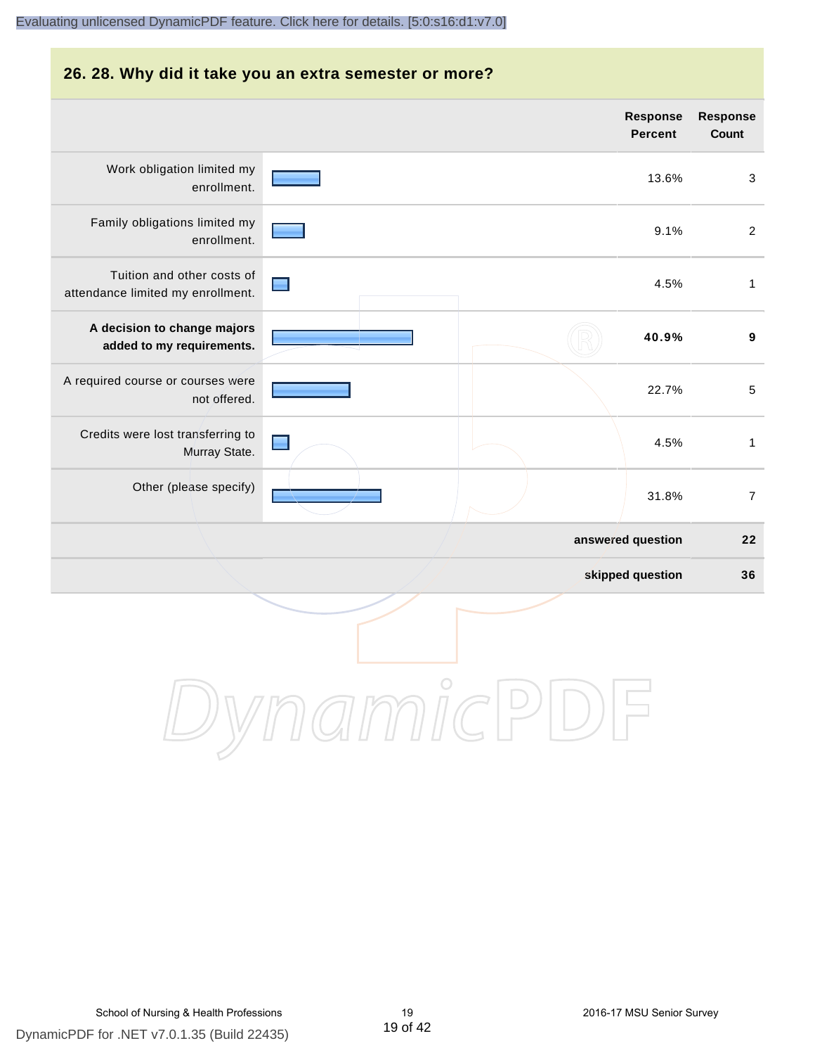## 26. 28. Why did it take you an extra semester or more?

| | Response Percent | Response Count |
|---|---|---|
| Work obligation limited my enrollment. | 13.6% | 3 |
| Family obligations limited my enrollment. | 9.1% | 2 |
| Tuition and other costs of attendance limited my enrollment. | 4.5% | 1 |
| **A decision to change majors added to my requirements.** | **40.9%** | **9** |
| A required course or courses were not offered. | 22.7% | 5 |
| Credits were lost transferring to Murray State. | 4.5% | 1 |
| Other (please specify) | 31.8% | 7 |
| | **answered question** | **22** |
| | **skipped question** | **36** |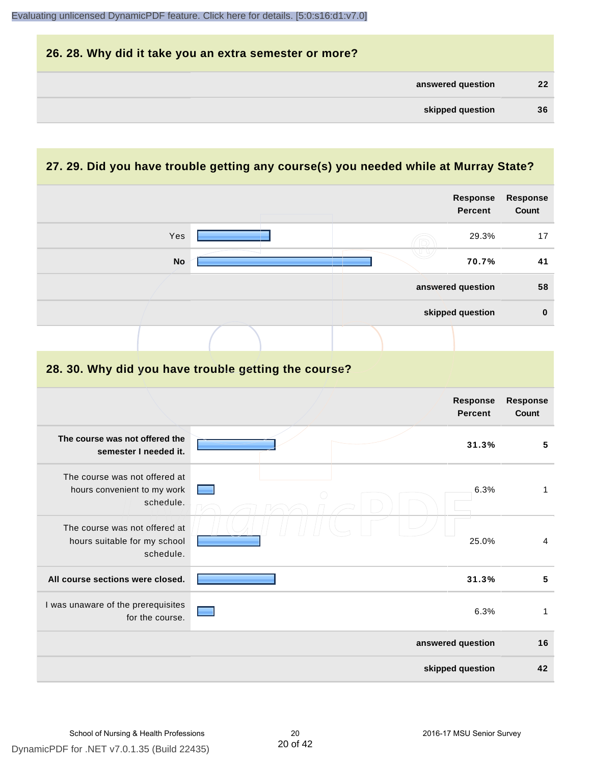## 26. 28. Why did it take you an extra semester or more?

| | |
|---|---|
| answered question | 22 |
| skipped question | 36 |

## 27. 29. Did you have trouble getting any course(s) you needed while at Murray State?

| | Response Percent | Response Count |
|---|---|---|
| Yes | 29.3% | 17 |
| **No** | **70.7%** | **41** |
| | answered question | 58 |
| | skipped question | 0 |

## 28. 30. Why did you have trouble getting the course?

| | Response Percent | Response Count |
|---|---|---|
| **The course was not offered the semester I needed it.** | **31.3%** | **5** |
| The course was not offered at hours convenient to my work schedule. | 6.3% | 1 |
| The course was not offered at hours suitable for my school schedule. | 25.0% | 4 |
| **All course sections were closed.** | **31.3%** | **5** |
| I was unaware of the prerequisites for the course. | 6.3% | 1 |
| | answered question | 16 |
| | skipped question | 42 |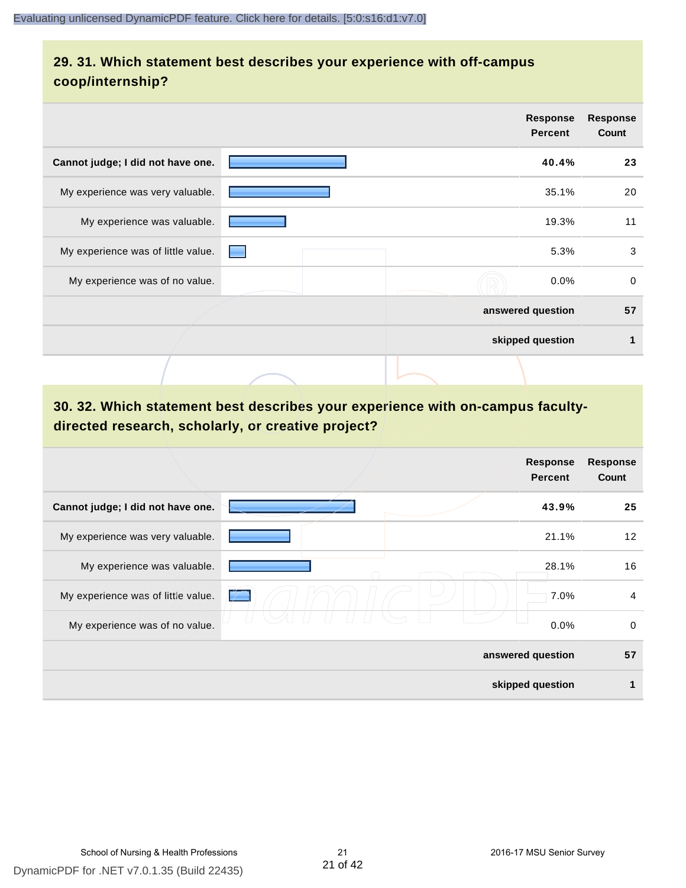## 29. 31. Which statement best describes your experience with off-campus coop/internship?

| | Response Percent | Response Count |
|---|---|---|
| **Cannot judge; I did not have one.** | **40.4%** | **23** |
| My experience was very valuable. | 35.1% | 20 |
| My experience was valuable. | 19.3% | 11 |
| My experience was of little value. | 5.3% | 3 |
| My experience was of no value. | 0.0% | 0 |
| | **answered question** | **57** |
| | **skipped question** | **1** |

## 30. 32. Which statement best describes your experience with on-campus faculty-directed research, scholarly, or creative project?

| | Response Percent | Response Count |
|---|---|---|
| **Cannot judge; I did not have one.** | **43.9%** | **25** |
| My experience was very valuable. | 21.1% | 12 |
| My experience was valuable. | 28.1% | 16 |
| My experience was of little value. | 7.0% | 4 |
| My experience was of no value. | 0.0% | 0 |
| | **answered question** | **57** |
| | **skipped question** | **1** |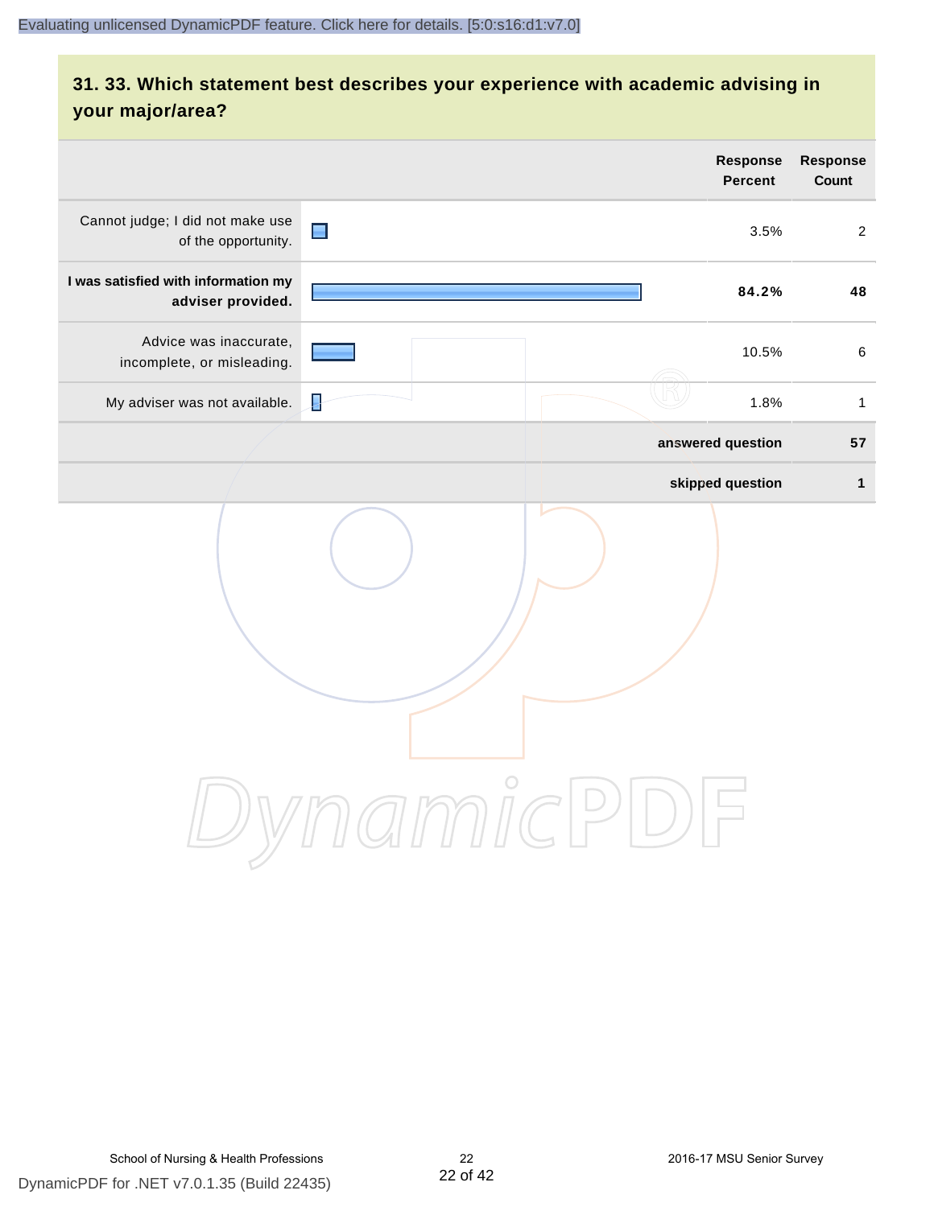## 31. 33. Which statement best describes your experience with academic advising in your major/area?

| | Response Percent | Response Count |
|---|---|---|
| Cannot judge; I did not make use of the opportunity. | 3.5% | 2 |
| **I was satisfied with information my adviser provided.** | **84.2%** | **48** |
| Advice was inaccurate, incomplete, or misleading. | 10.5% | 6 |
| My adviser was not available. | 1.8% | 1 |
| | **answered question** | **57** |
| | **skipped question** | **1** |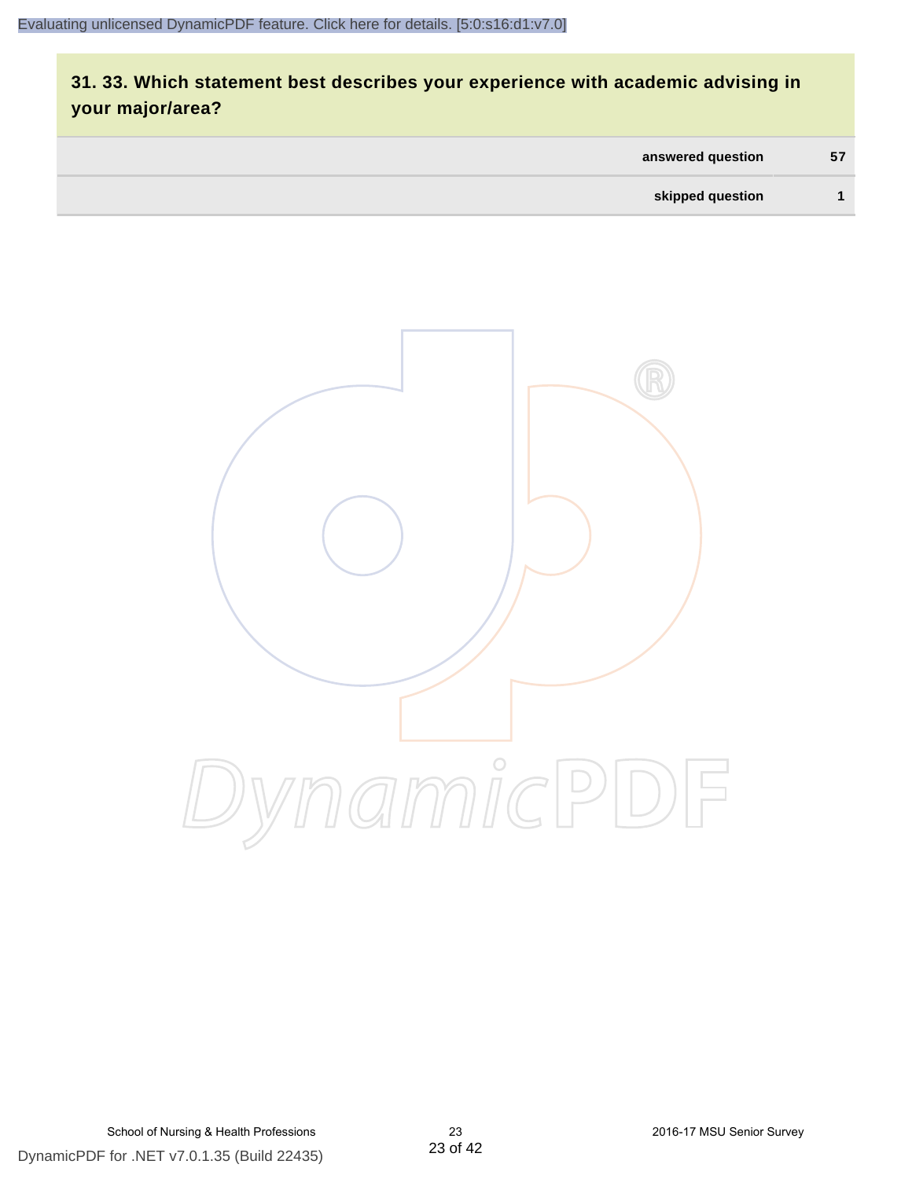## 31. 33. Which statement best describes your experience with academic advising in your major/area?

| | |
|---|---|
| answered question | 57 |
| skipped question | 1 |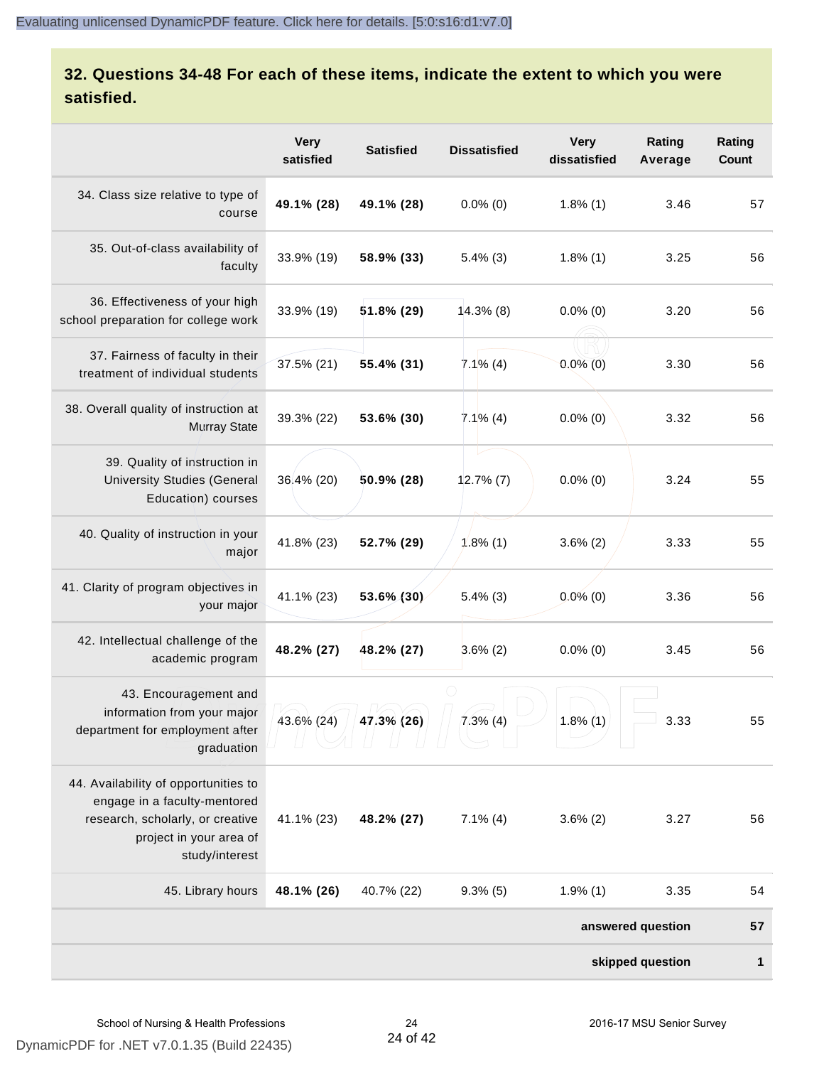## 32. Questions 34-48 For each of these items, indicate the extent to which you were satisfied.

| | Very satisfied | Satisfied | Dissatisfied | Very dissatisfied | Rating Average | Rating Count |
|---|---|---|---|---|---|---|
| 34. Class size relative to type of course | **49.1% (28)** | **49.1% (28)** | 0.0% (0) | 1.8% (1) | 3.46 | 57 |
| 35. Out-of-class availability of faculty | 33.9% (19) | **58.9% (33)** | 5.4% (3) | 1.8% (1) | 3.25 | 56 |
| 36. Effectiveness of your high school preparation for college work | 33.9% (19) | **51.8% (29)** | 14.3% (8) | 0.0% (0) | 3.20 | 56 |
| 37. Fairness of faculty in their treatment of individual students | 37.5% (21) | **55.4% (31)** | 7.1% (4) | 0.0% (0) | 3.30 | 56 |
| 38. Overall quality of instruction at Murray State | 39.3% (22) | **53.6% (30)** | 7.1% (4) | 0.0% (0) | 3.32 | 56 |
| 39. Quality of instruction in University Studies (General Education) courses | 36.4% (20) | **50.9% (28)** | 12.7% (7) | 0.0% (0) | 3.24 | 55 |
| 40. Quality of instruction in your major | 41.8% (23) | **52.7% (29)** | 1.8% (1) | 3.6% (2) | 3.33 | 55 |
| 41. Clarity of program objectives in your major | 41.1% (23) | **53.6% (30)** | 5.4% (3) | 0.0% (0) | 3.36 | 56 |
| 42. Intellectual challenge of the academic program | **48.2% (27)** | **48.2% (27)** | 3.6% (2) | 0.0% (0) | 3.45 | 56 |
| 43. Encouragement and information from your major department for employment after graduation | 43.6% (24) | **47.3% (26)** | 7.3% (4) | 1.8% (1) | 3.33 | 55 |
| 44. Availability of opportunities to engage in a faculty-mentored research, scholarly, or creative project in your area of study/interest | 41.1% (23) | **48.2% (27)** | 7.1% (4) | 3.6% (2) | 3.27 | 56 |
| 45. Library hours | **48.1% (26)** | 40.7% (22) | 9.3% (5) | 1.9% (1) | 3.35 | 54 |
| | | | | | **answered question** | **57** |
| | | | | | **skipped question** | **1** |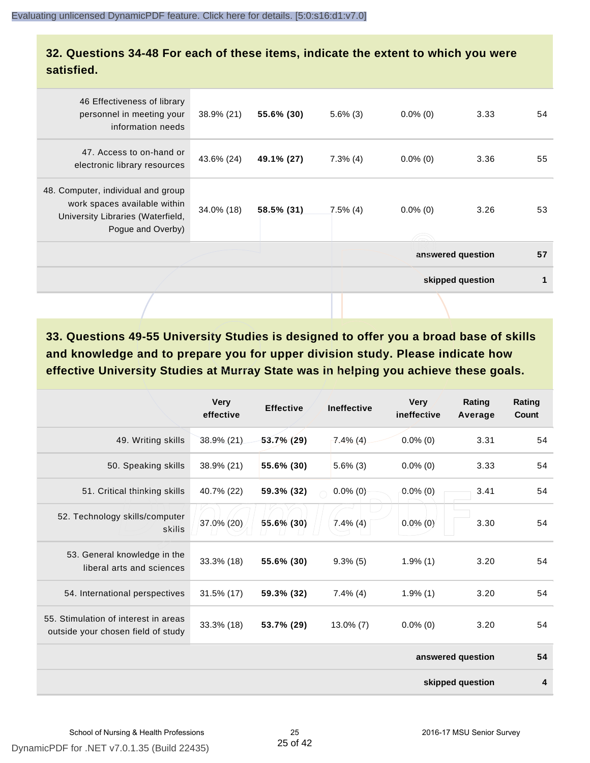## 32. Questions 34-48 For each of these items, indicate the extent to which you were satisfied.

| | | | | | | |
|---|---|---|---|---|---|---|
| 46 Effectiveness of library personnel in meeting your information needs | 38.9% (21) | **55.6% (30)** | 5.6% (3) | 0.0% (0) | 3.33 | 54 |
| 47. Access to on-hand or electronic library resources | 43.6% (24) | **49.1% (27)** | 7.3% (4) | 0.0% (0) | 3.36 | 55 |
| 48. Computer, individual and group work spaces available within University Libraries (Waterfield, Pogue and Overby) | 34.0% (18) | **58.5% (31)** | 7.5% (4) | 0.0% (0) | 3.26 | 53 |
| | | | | | **answered question** | **57** |
| | | | | | **skipped question** | **1** |

## 33. Questions 49-55 University Studies is designed to offer you a broad base of skills and knowledge and to prepare you for upper division study. Please indicate how effective University Studies at Murray State was in helping you achieve these goals.

| | Very effective | Effective | Ineffective | Very ineffective | Rating Average | Rating Count |
|---|---|---|---|---|---|---|
| 49. Writing skills | 38.9% (21) | **53.7% (29)** | 7.4% (4) | 0.0% (0) | 3.31 | 54 |
| 50. Speaking skills | 38.9% (21) | **55.6% (30)** | 5.6% (3) | 0.0% (0) | 3.33 | 54 |
| 51. Critical thinking skills | 40.7% (22) | **59.3% (32)** | 0.0% (0) | 0.0% (0) | 3.41 | 54 |
| 52. Technology skills/computer skills | 37.0% (20) | **55.6% (30)** | 7.4% (4) | 0.0% (0) | 3.30 | 54 |
| 53. General knowledge in the liberal arts and sciences | 33.3% (18) | **55.6% (30)** | 9.3% (5) | 1.9% (1) | 3.20 | 54 |
| 54. International perspectives | 31.5% (17) | **59.3% (32)** | 7.4% (4) | 1.9% (1) | 3.20 | 54 |
| 55. Stimulation of interest in areas outside your chosen field of study | 33.3% (18) | **53.7% (29)** | 13.0% (7) | 0.0% (0) | 3.20 | 54 |
| | | | | | **answered question** | **54** |
| | | | | | **skipped question** | **4** |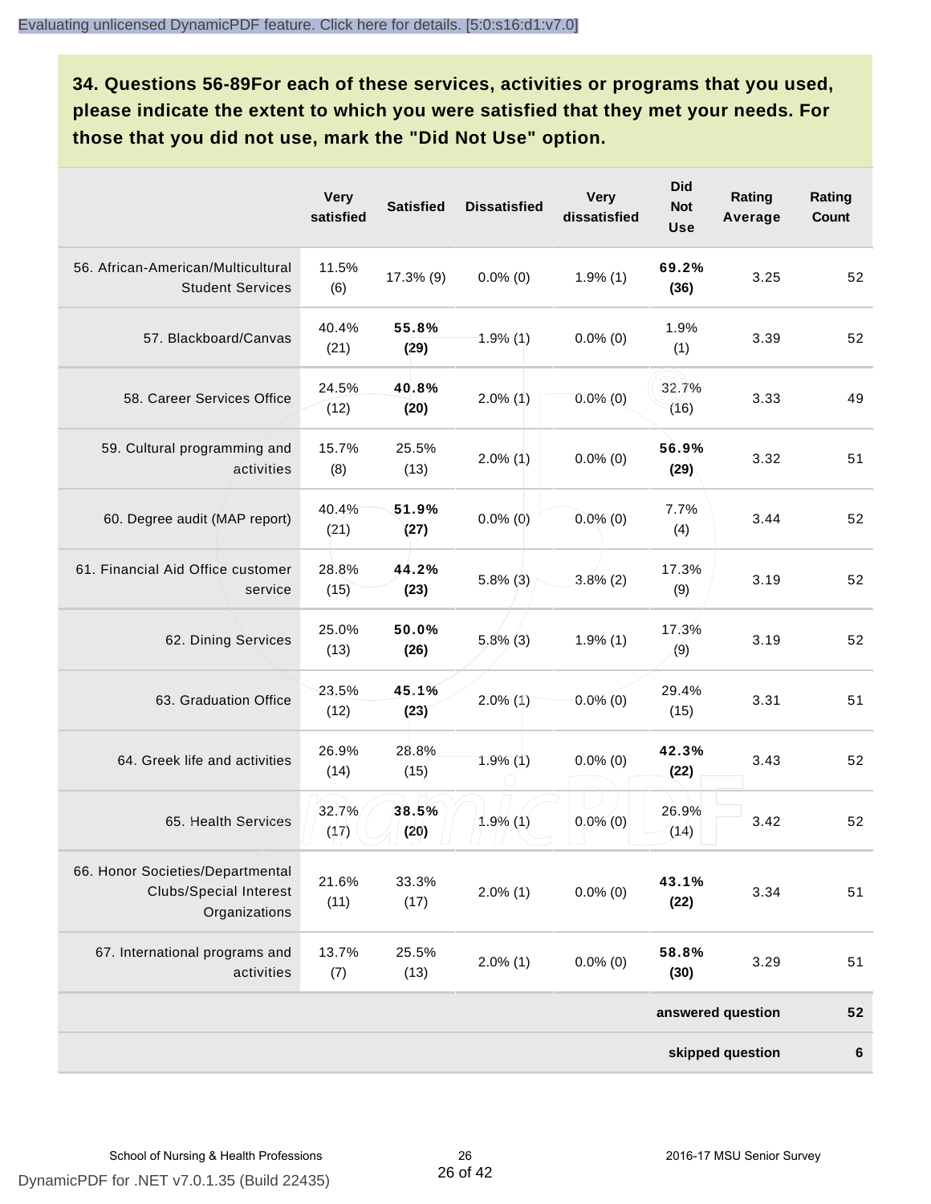## 34. Questions 56-89For each of these services, activities or programs that you used, please indicate the extent to which you were satisfied that they met your needs. For those that you did not use, mark the "Did Not Use" option.

| | Very satisfied | Satisfied | Dissatisfied | Very dissatisfied | Did Not Use | Rating Average | Rating Count |
|---|---|---|---|---|---|---|---|
| 56. African-American/Multicultural Student Services | 11.5% (6) | 17.3% (9) | 0.0% (0) | 1.9% (1) | **69.2% (36)** | 3.25 | 52 |
| 57. Blackboard/Canvas | 40.4% (21) | **55.8% (29)** | 1.9% (1) | 0.0% (0) | 1.9% (1) | 3.39 | 52 |
| 58. Career Services Office | 24.5% (12) | **40.8% (20)** | 2.0% (1) | 0.0% (0) | 32.7% (16) | 3.33 | 49 |
| 59. Cultural programming and activities | 15.7% (8) | 25.5% (13) | 2.0% (1) | 0.0% (0) | **56.9% (29)** | 3.32 | 51 |
| 60. Degree audit (MAP report) | 40.4% (21) | **51.9% (27)** | 0.0% (0) | 0.0% (0) | 7.7% (4) | 3.44 | 52 |
| 61. Financial Aid Office customer service | 28.8% (15) | **44.2% (23)** | 5.8% (3) | 3.8% (2) | 17.3% (9) | 3.19 | 52 |
| 62. Dining Services | 25.0% (13) | **50.0% (26)** | 5.8% (3) | 1.9% (1) | 17.3% (9) | 3.19 | 52 |
| 63. Graduation Office | 23.5% (12) | **45.1% (23)** | 2.0% (1) | 0.0% (0) | 29.4% (15) | 3.31 | 51 |
| 64. Greek life and activities | 26.9% (14) | 28.8% (15) | 1.9% (1) | 0.0% (0) | **42.3% (22)** | 3.43 | 52 |
| 65. Health Services | 32.7% (17) | **38.5% (20)** | 1.9% (1) | 0.0% (0) | 26.9% (14) | 3.42 | 52 |
| 66. Honor Societies/Departmental Clubs/Special Interest Organizations | 21.6% (11) | 33.3% (17) | 2.0% (1) | 0.0% (0) | **43.1% (22)** | 3.34 | 51 |
| 67. International programs and activities | 13.7% (7) | 25.5% (13) | 2.0% (1) | 0.0% (0) | **58.8% (30)** | 3.29 | 51 |
| | | | | | | **answered question** | **52** |
| | | | | | | **skipped question** | **6** |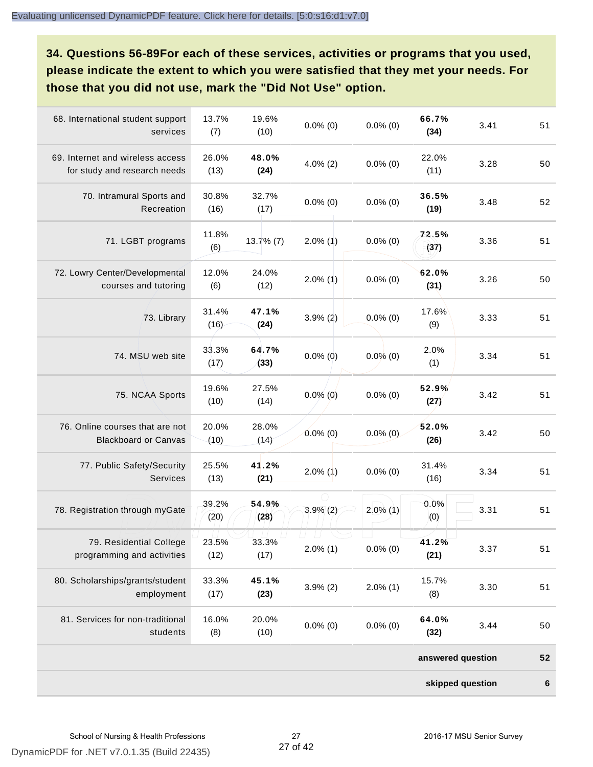## 34. Questions 56-89For each of these services, activities or programs that you used, please indicate the extent to which you were satisfied that they met your needs. For those that you did not use, mark the "Did Not Use" option.

| | | | | | | | |
|---|---|---|---|---|---|---|---|
| 68. International student support services | 13.7% (7) | 19.6% (10) | 0.0% (0) | 0.0% (0) | **66.7% (34)** | 3.41 | 51 |
| 69. Internet and wireless access for study and research needs | 26.0% (13) | **48.0% (24)** | 4.0% (2) | 0.0% (0) | 22.0% (11) | 3.28 | 50 |
| 70. Intramural Sports and Recreation | 30.8% (16) | 32.7% (17) | 0.0% (0) | 0.0% (0) | **36.5% (19)** | 3.48 | 52 |
| 71. LGBT programs | 11.8% (6) | 13.7% (7) | 2.0% (1) | 0.0% (0) | **72.5% (37)** | 3.36 | 51 |
| 72. Lowry Center/Developmental courses and tutoring | 12.0% (6) | 24.0% (12) | 2.0% (1) | 0.0% (0) | **62.0% (31)** | 3.26 | 50 |
| 73. Library | 31.4% (16) | **47.1% (24)** | 3.9% (2) | 0.0% (0) | 17.6% (9) | 3.33 | 51 |
| 74. MSU web site | 33.3% (17) | **64.7% (33)** | 0.0% (0) | 0.0% (0) | 2.0% (1) | 3.34 | 51 |
| 75. NCAA Sports | 19.6% (10) | 27.5% (14) | 0.0% (0) | 0.0% (0) | **52.9% (27)** | 3.42 | 51 |
| 76. Online courses that are not Blackboard or Canvas | 20.0% (10) | 28.0% (14) | 0.0% (0) | 0.0% (0) | **52.0% (26)** | 3.42 | 50 |
| 77. Public Safety/Security Services | 25.5% (13) | **41.2% (21)** | 2.0% (1) | 0.0% (0) | 31.4% (16) | 3.34 | 51 |
| 78. Registration through myGate | 39.2% (20) | **54.9% (28)** | 3.9% (2) | 2.0% (1) | 0.0% (0) | 3.31 | 51 |
| 79. Residential College programming and activities | 23.5% (12) | 33.3% (17) | 2.0% (1) | 0.0% (0) | **41.2% (21)** | 3.37 | 51 |
| 80. Scholarships/grants/student employment | 33.3% (17) | **45.1% (23)** | 3.9% (2) | 2.0% (1) | 15.7% (8) | 3.30 | 51 |
| 81. Services for non-traditional students | 16.0% (8) | 20.0% (10) | 0.0% (0) | 0.0% (0) | **64.0% (32)** | 3.44 | 50 |
| | | | | | | **answered question** | **52** |
| | | | | | | **skipped question** | **6** |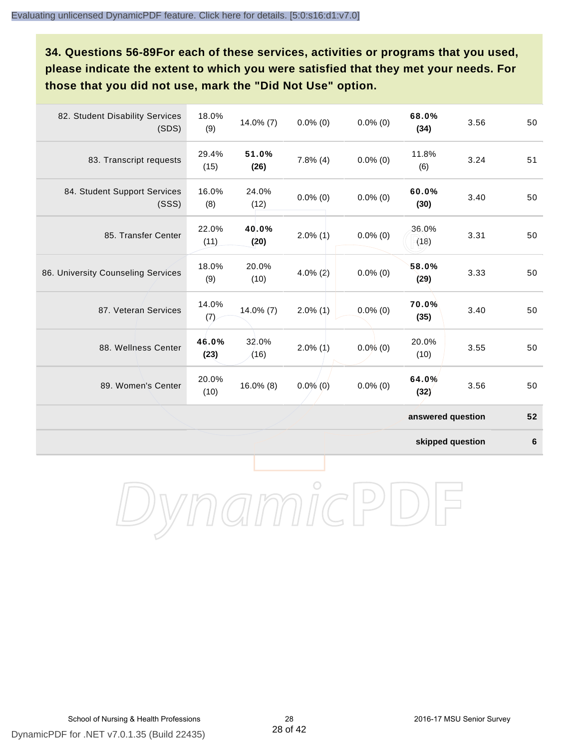### 34. Questions 56-89For each of these services, activities or programs that you used, please indicate the extent to which you were satisfied that they met your needs. For those that you did not use, mark the "Did Not Use" option.

| | | | | | | | |
|---|---|---|---|---|---|---|---|
| 82. Student Disability Services (SDS) | 18.0% (9) | 14.0% (7) | 0.0% (0) | 0.0% (0) | **68.0% (34)** | 3.56 | 50 |
| 83. Transcript requests | 29.4% (15) | **51.0% (26)** | 7.8% (4) | 0.0% (0) | 11.8% (6) | 3.24 | 51 |
| 84. Student Support Services (SSS) | 16.0% (8) | 24.0% (12) | 0.0% (0) | 0.0% (0) | **60.0% (30)** | 3.40 | 50 |
| 85. Transfer Center | 22.0% (11) | **40.0% (20)** | 2.0% (1) | 0.0% (0) | 36.0% (18) | 3.31 | 50 |
| 86. University Counseling Services | 18.0% (9) | 20.0% (10) | 4.0% (2) | 0.0% (0) | **58.0% (29)** | 3.33 | 50 |
| 87. Veteran Services | 14.0% (7) | 14.0% (7) | 2.0% (1) | 0.0% (0) | **70.0% (35)** | 3.40 | 50 |
| 88. Wellness Center | **46.0% (23)** | 32.0% (16) | 2.0% (1) | 0.0% (0) | 20.0% (10) | 3.55 | 50 |
| 89. Women's Center | 20.0% (10) | 16.0% (8) | 0.0% (0) | 0.0% (0) | **64.0% (32)** | 3.56 | 50 |
| | | | | | | **answered question** | **52** |
| | | | | | | **skipped question** | **6** |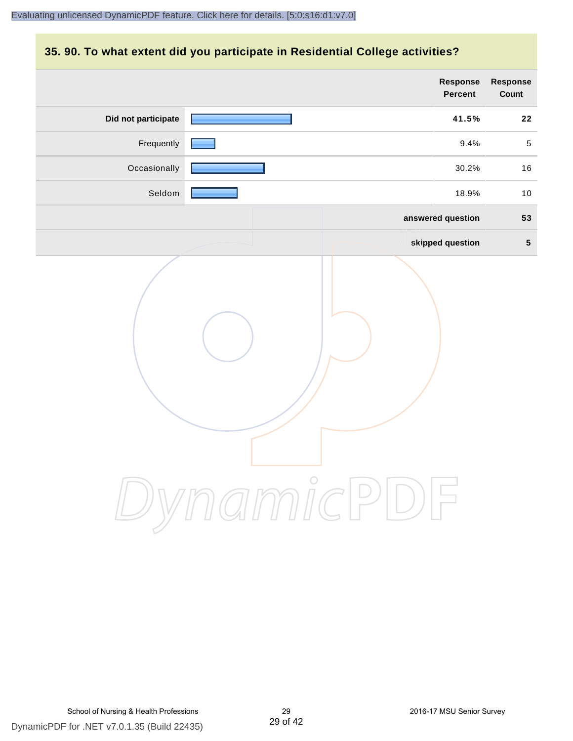## 35. 90. To what extent did you participate in Residential College activities?

| | Response Percent | Response Count |
|---|---|---|
| **Did not participate** | **41.5%** | **22** |
| Frequently | 9.4% | 5 |
| Occasionally | 30.2% | 16 |
| Seldom | 18.9% | 10 |
| | **answered question** | **53** |
| | **skipped question** | **5** |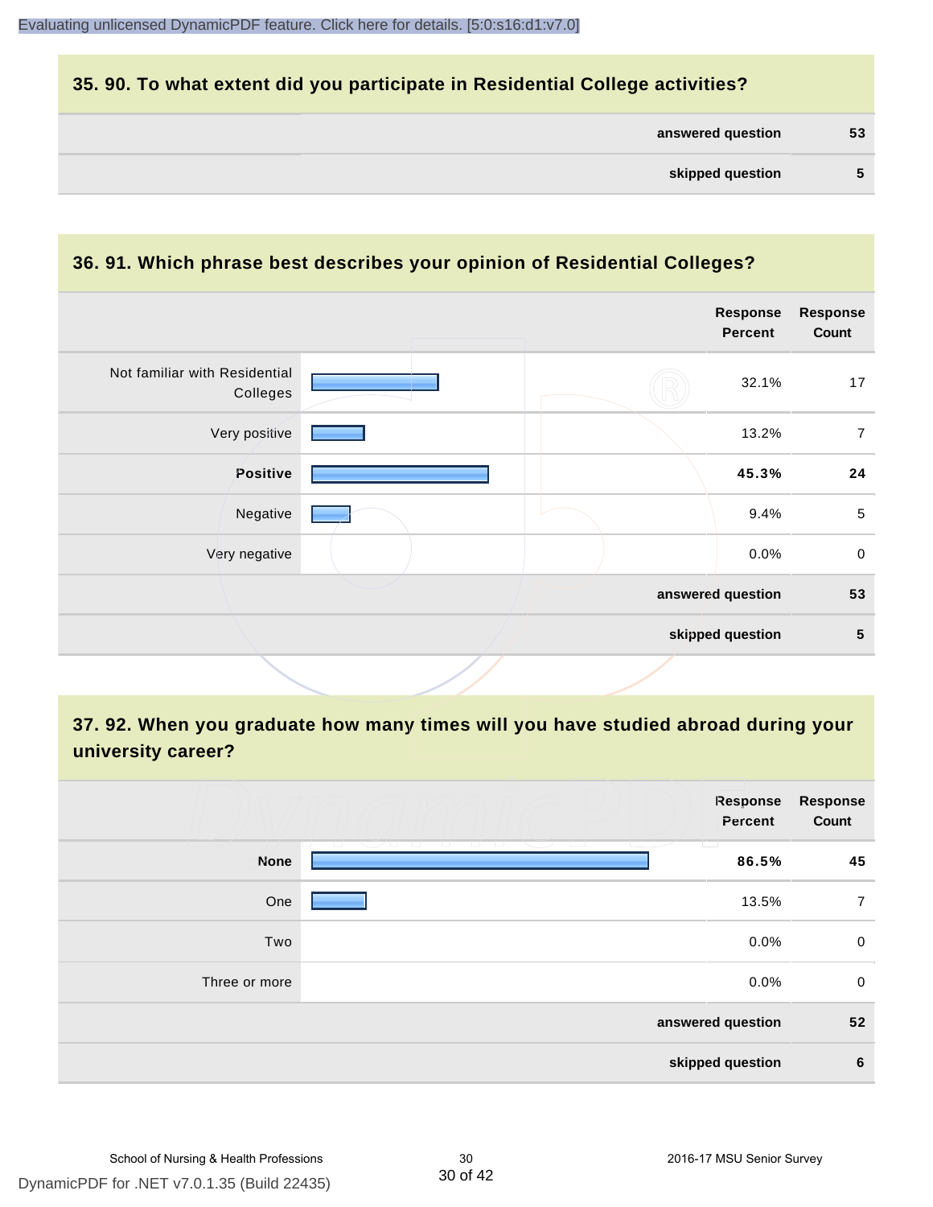## 35. 90. To what extent did you participate in Residential College activities?

| | |
|---|---|
| answered question | 53 |
| skipped question | 5 |

## 36. 91. Which phrase best describes your opinion of Residential Colleges?

| | Response Percent | Response Count |
|---|---|---|
| Not familiar with Residential Colleges | 32.1% | 17 |
| Very positive | 13.2% | 7 |
| **Positive** | **45.3%** | **24** |
| Negative | 9.4% | 5 |
| Very negative | 0.0% | 0 |
| answered question | | 53 |
| skipped question | | 5 |

## 37. 92. When you graduate how many times will you have studied abroad during your university career?

| | Response Percent | Response Count |
|---|---|---|
| **None** | **86.5%** | **45** |
| One | 13.5% | 7 |
| Two | 0.0% | 0 |
| Three or more | 0.0% | 0 |
| answered question | | 52 |
| skipped question | | 6 |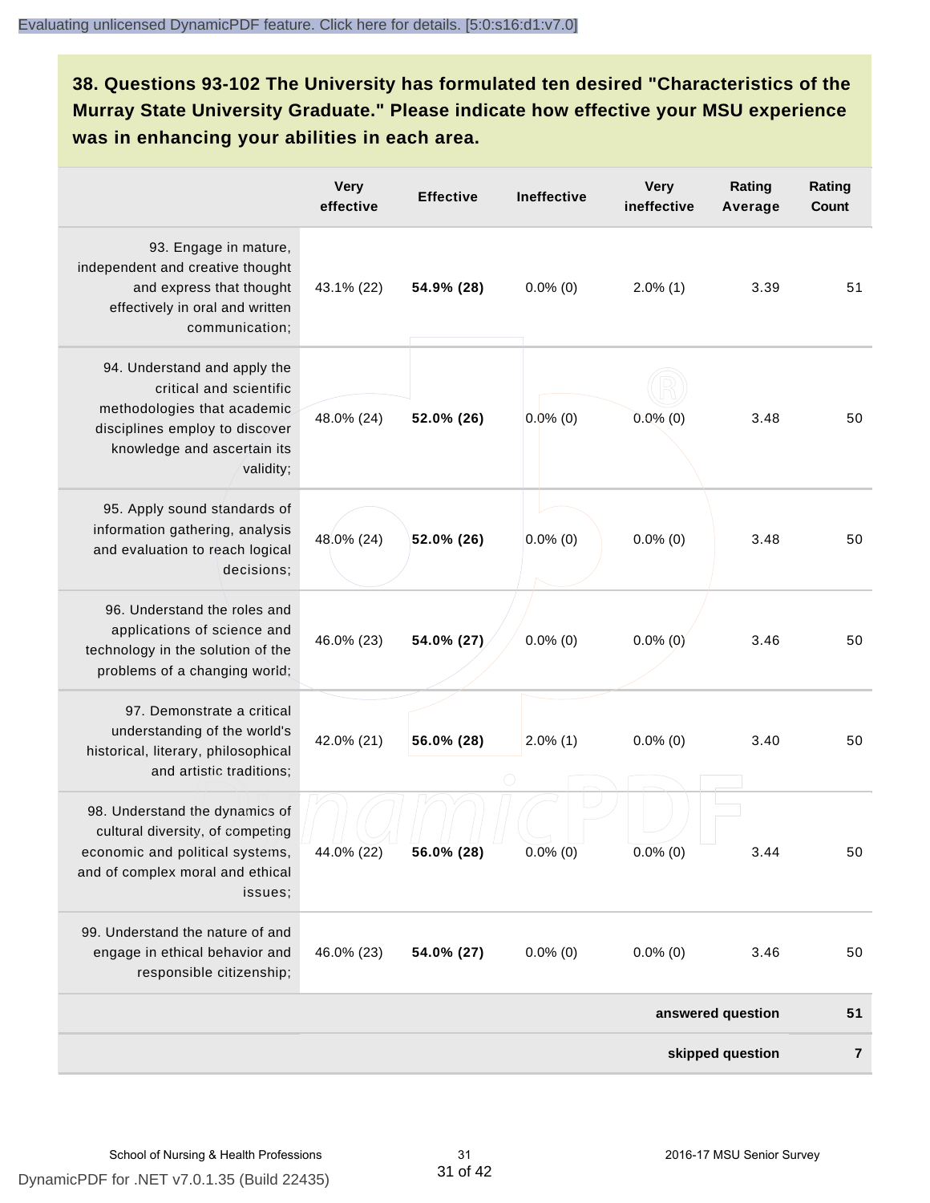**38. Questions 93-102 The University has formulated ten desired "Characteristics of the Murray State University Graduate." Please indicate how effective your MSU experience was in enhancing your abilities in each area.**

| | Very effective | Effective | Ineffective | Very ineffective | Rating Average | Rating Count |
|---|---|---|---|---|---|---|
| 93. Engage in mature, independent and creative thought and express that thought effectively in oral and written communication; | 43.1% (22) | **54.9% (28)** | 0.0% (0) | 2.0% (1) | 3.39 | 51 |
| 94. Understand and apply the critical and scientific methodologies that academic disciplines employ to discover knowledge and ascertain its validity; | 48.0% (24) | **52.0% (26)** | 0.0% (0) | 0.0% (0) | 3.48 | 50 |
| 95. Apply sound standards of information gathering, analysis and evaluation to reach logical decisions; | 48.0% (24) | **52.0% (26)** | 0.0% (0) | 0.0% (0) | 3.48 | 50 |
| 96. Understand the roles and applications of science and technology in the solution of the problems of a changing world; | 46.0% (23) | **54.0% (27)** | 0.0% (0) | 0.0% (0) | 3.46 | 50 |
| 97. Demonstrate a critical understanding of the world's historical, literary, philosophical and artistic traditions; | 42.0% (21) | **56.0% (28)** | 2.0% (1) | 0.0% (0) | 3.40 | 50 |
| 98. Understand the dynamics of cultural diversity, of competing economic and political systems, and of complex moral and ethical issues; | 44.0% (22) | **56.0% (28)** | 0.0% (0) | 0.0% (0) | 3.44 | 50 |
| 99. Understand the nature of and engage in ethical behavior and responsible citizenship; | 46.0% (23) | **54.0% (27)** | 0.0% (0) | 0.0% (0) | 3.46 | 50 |
| | | | | | **answered question** | **51** |
| | | | | | **skipped question** | **7** |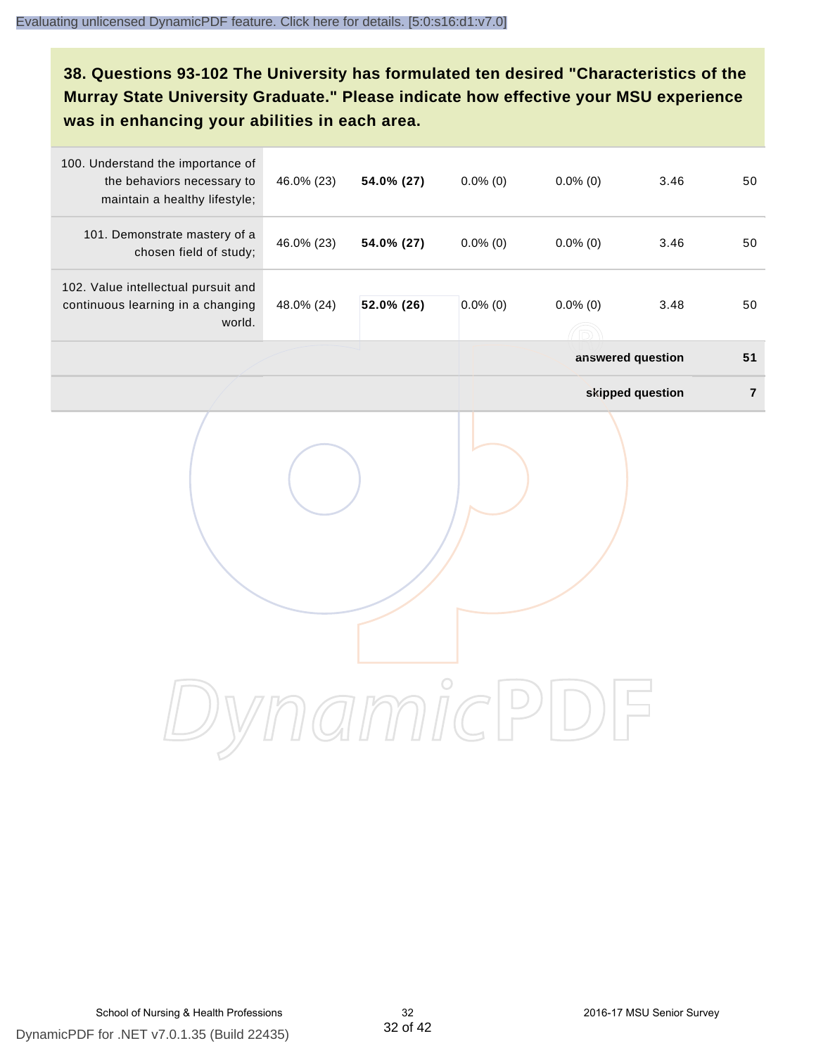### 38. Questions 93-102 The University has formulated ten desired "Characteristics of the Murray State University Graduate." Please indicate how effective your MSU experience was in enhancing your abilities in each area.

| | | | | | | |
|---|---|---|---|---|---|---|
| 100. Understand the importance of the behaviors necessary to maintain a healthy lifestyle; | 46.0% (23) | **54.0% (27)** | 0.0% (0) | 0.0% (0) | 3.46 | 50 |
| 101. Demonstrate mastery of a chosen field of study; | 46.0% (23) | **54.0% (27)** | 0.0% (0) | 0.0% (0) | 3.46 | 50 |
| 102. Value intellectual pursuit and continuous learning in a changing world. | 48.0% (24) | **52.0% (26)** | 0.0% (0) | 0.0% (0) | 3.48 | 50 |
| | | | | | **answered question** | **51** |
| | | | | | **skipped question** | **7** |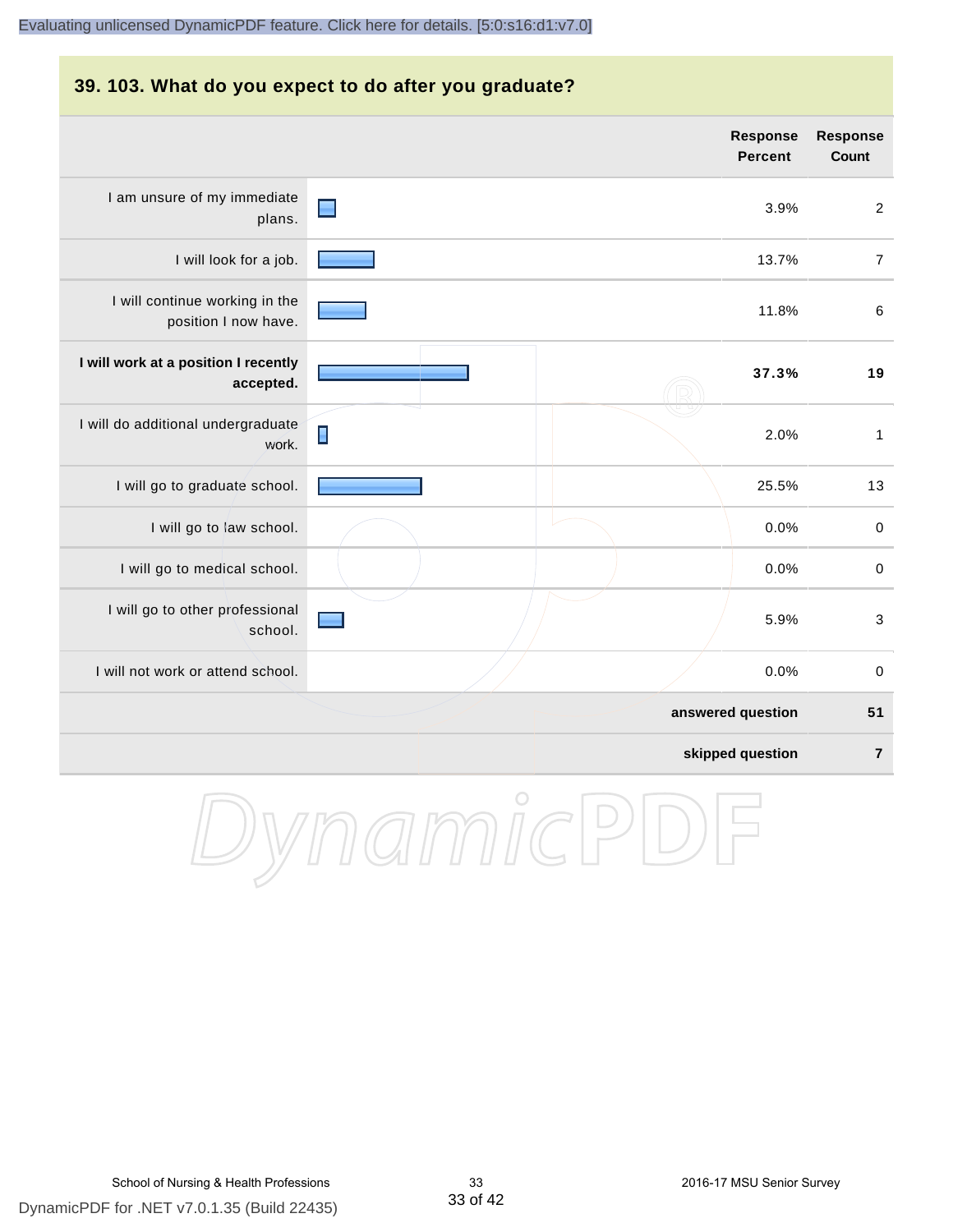## 39. 103. What do you expect to do after you graduate?

| | Response Percent | Response Count |
|---|---|---|
| I am unsure of my immediate plans. | 3.9% | 2 |
| I will look for a job. | 13.7% | 7 |
| I will continue working in the position I now have. | 11.8% | 6 |
| **I will work at a position I recently accepted.** | **37.3%** | **19** |
| I will do additional undergraduate work. | 2.0% | 1 |
| I will go to graduate school. | 25.5% | 13 |
| I will go to law school. | 0.0% | 0 |
| I will go to medical school. | 0.0% | 0 |
| I will go to other professional school. | 5.9% | 3 |
| I will not work or attend school. | 0.0% | 0 |
| | **answered question** | **51** |
| | **skipped question** | **7** |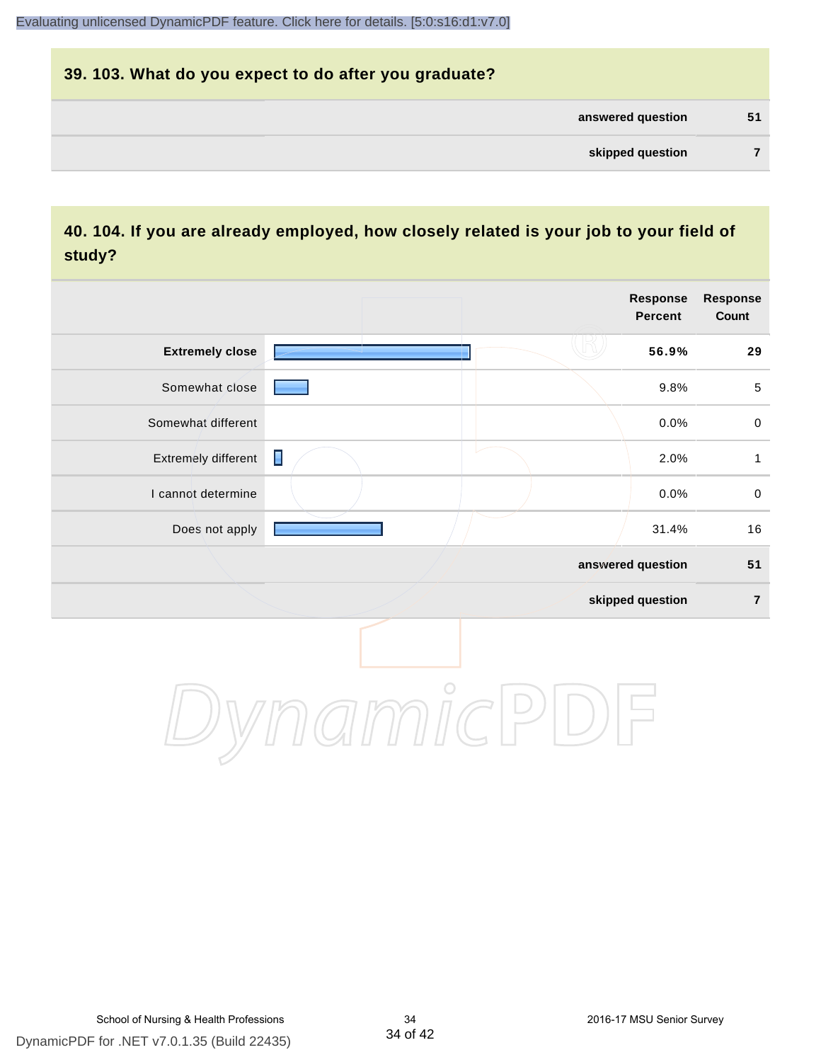## 39. 103. What do you expect to do after you graduate?

| | |
|---|---|
| **answered question** | **51** |
| **skipped question** | **7** |

## 40. 104. If you are already employed, how closely related is your job to your field of study?

| | Response Percent | Response Count |
|---|---|---|
| **Extremely close** | **56.9%** | **29** |
| Somewhat close | 9.8% | 5 |
| Somewhat different | 0.0% | 0 |
| Extremely different | 2.0% | 1 |
| I cannot determine | 0.0% | 0 |
| Does not apply | 31.4% | 16 |
| | **answered question** | **51** |
| | **skipped question** | **7** |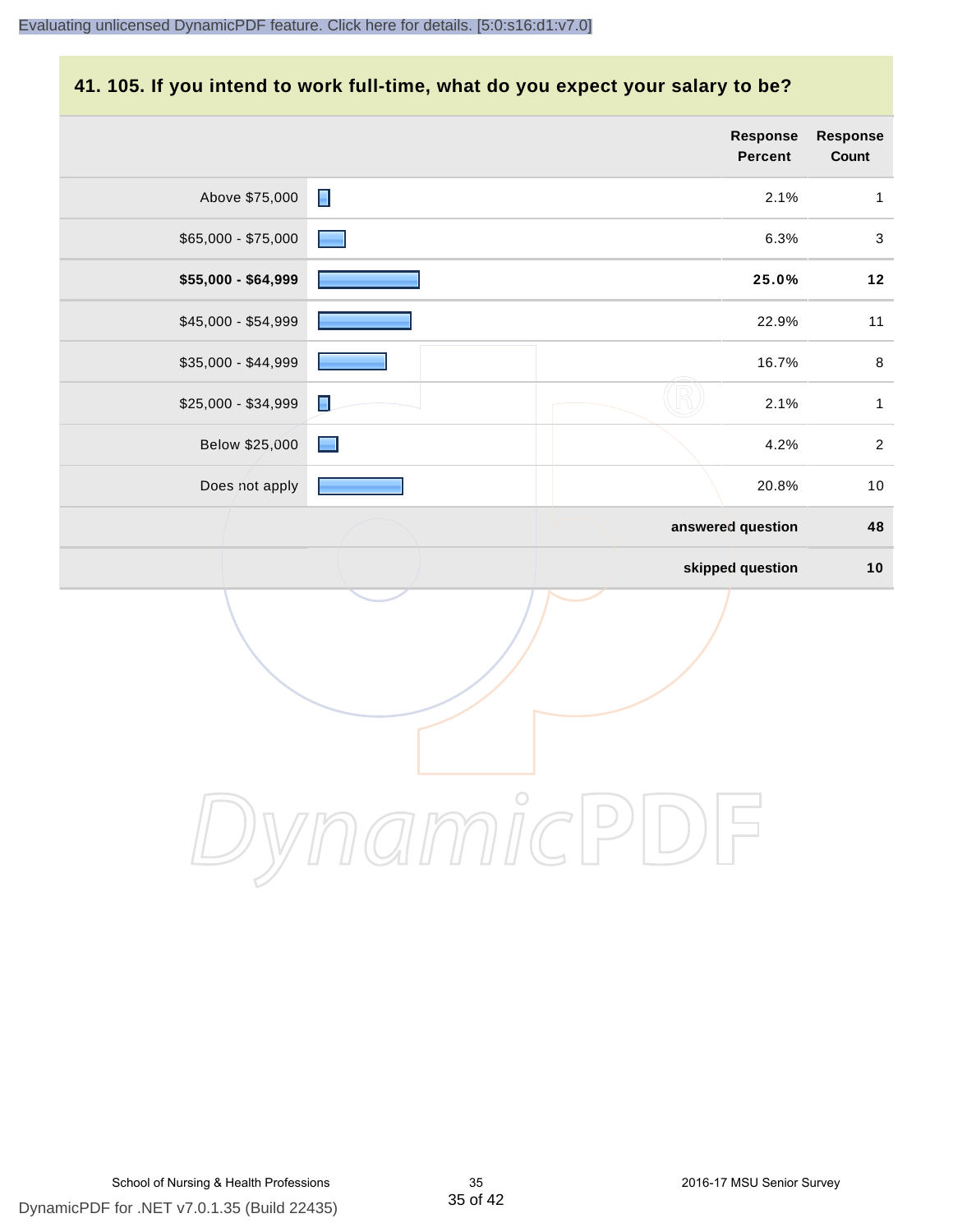## 41. 105. If you intend to work full-time, what do you expect your salary to be?

| | Response Percent | Response Count |
|---|---|---|
| Above $75,000 | 2.1% | 1 |
| $65,000 - $75,000 | 6.3% | 3 |
| **$55,000 - $64,999** | **25.0%** | **12** |
| $45,000 - $54,999 | 22.9% | 11 |
| $35,000 - $44,999 | 16.7% | 8 |
| $25,000 - $34,999 | 2.1% | 1 |
| Below $25,000 | 4.2% | 2 |
| Does not apply | 20.8% | 10 |
| | **answered question** | **48** |
| | **skipped question** | **10** |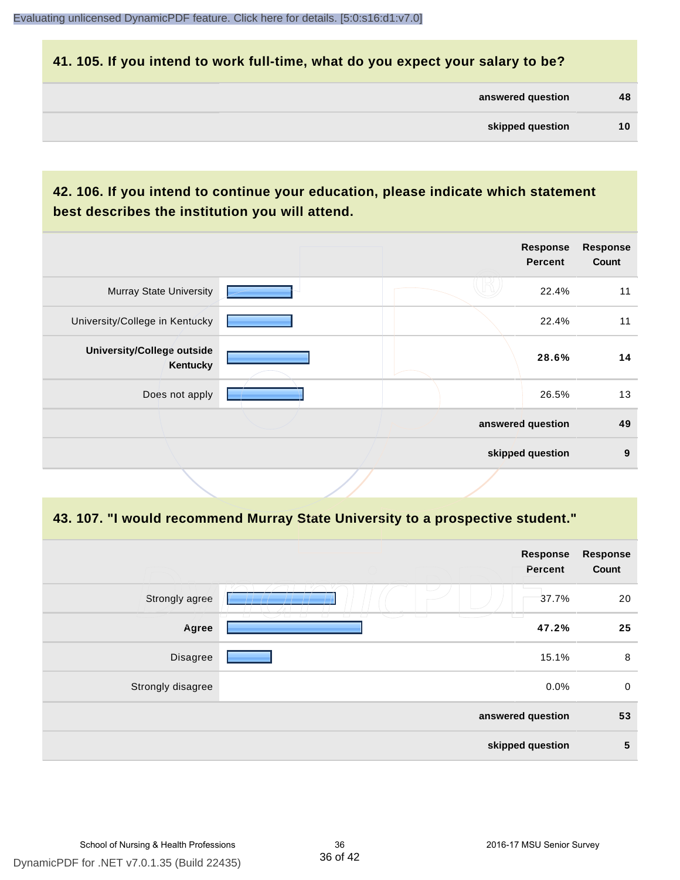## 41. 105. If you intend to work full-time, what do you expect your salary to be?

| | |
|---|---|
| answered question | 48 |
| skipped question | 10 |

## 42. 106. If you intend to continue your education, please indicate which statement best describes the institution you will attend.

| | Response Percent | Response Count |
|---|---|---|
| Murray State University | 22.4% | 11 |
| University/College in Kentucky | 22.4% | 11 |
| **University/College outside Kentucky** | **28.6%** | **14** |
| Does not apply | 26.5% | 13 |
| answered question | | 49 |
| skipped question | | 9 |

## 43. 107. "I would recommend Murray State University to a prospective student."

| | Response Percent | Response Count |
|---|---|---|
| Strongly agree | 37.7% | 20 |
| **Agree** | **47.2%** | **25** |
| Disagree | 15.1% | 8 |
| Strongly disagree | 0.0% | 0 |
| answered question | | 53 |
| skipped question | | 5 |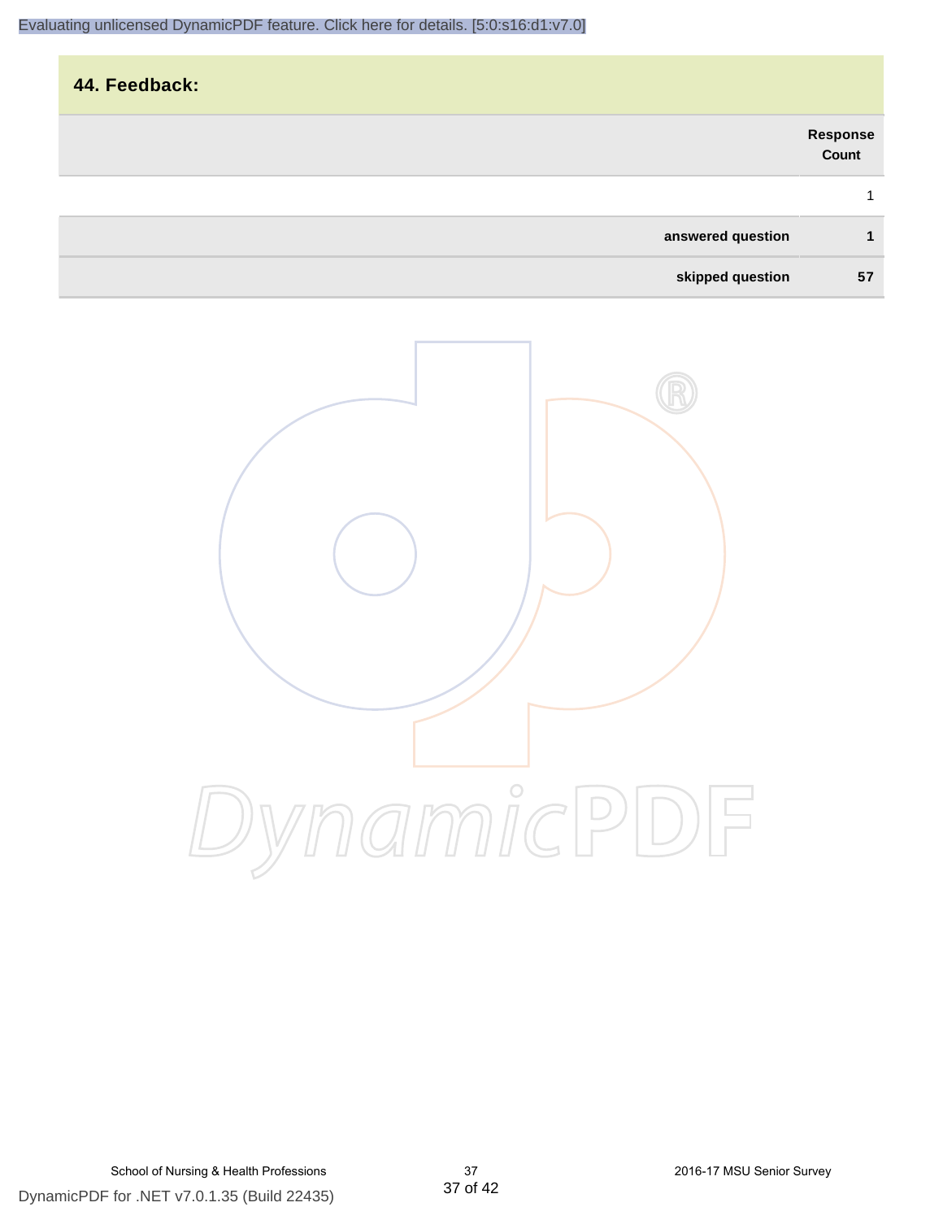## 44. Feedback:

| | Response Count |
|---|---|
| | 1 |
| **answered question** | **1** |
| **skipped question** | **57** |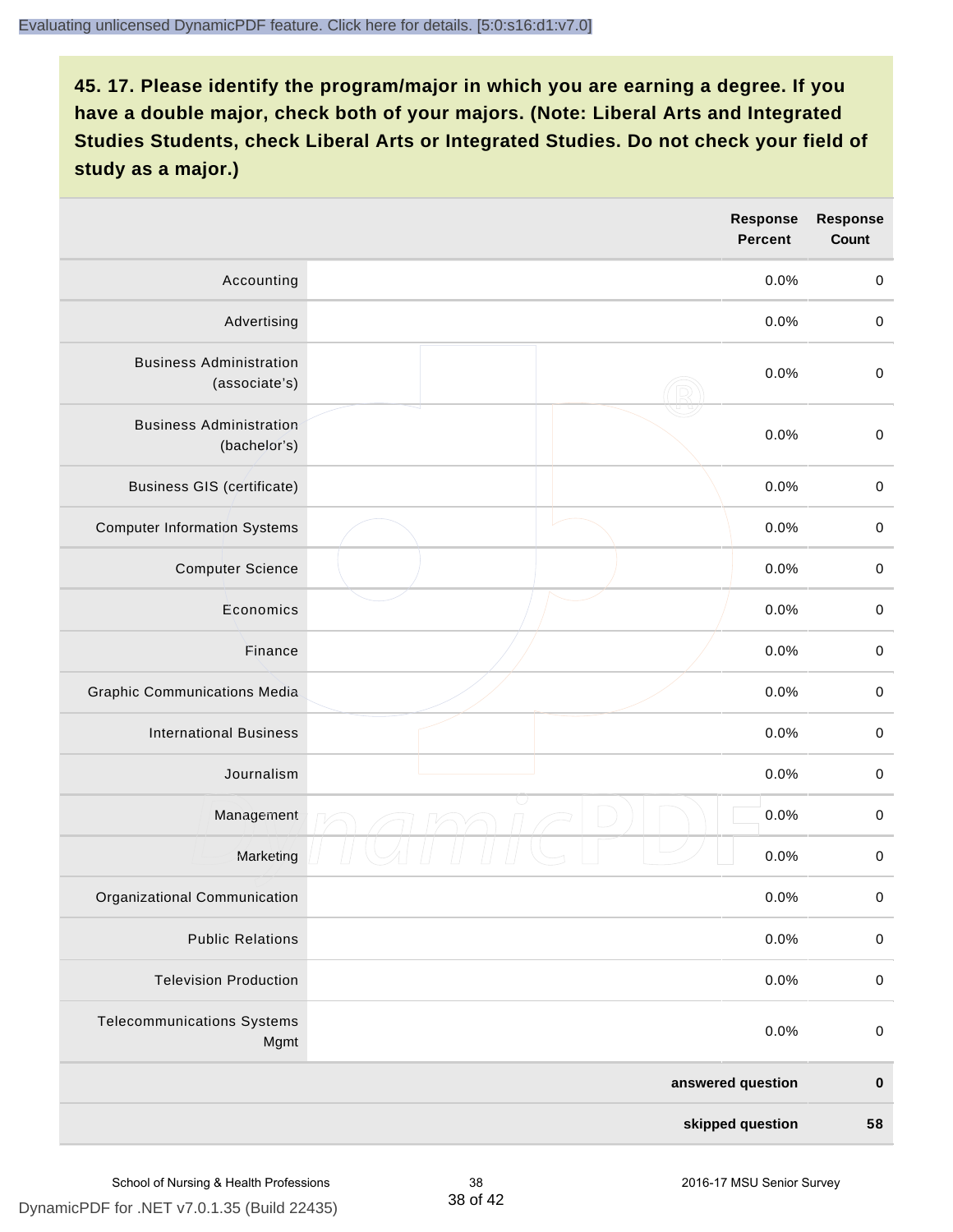**45. 17. Please identify the program/major in which you are earning a degree. If you have a double major, check both of your majors. (Note: Liberal Arts and Integrated Studies Students, check Liberal Arts or Integrated Studies. Do not check your field of study as a major.)**

| | | Response Percent | Response Count |
|---|---|---|---|
| Accounting | | 0.0% | 0 |
| Advertising | | 0.0% | 0 |
| Business Administration (associate's) | | 0.0% | 0 |
| Business Administration (bachelor's) | | 0.0% | 0 |
| Business GIS (certificate) | | 0.0% | 0 |
| Computer Information Systems | | 0.0% | 0 |
| Computer Science | | 0.0% | 0 |
| Economics | | 0.0% | 0 |
| Finance | | 0.0% | 0 |
| Graphic Communications Media | | 0.0% | 0 |
| International Business | | 0.0% | 0 |
| Journalism | | 0.0% | 0 |
| Management | | 0.0% | 0 |
| Marketing | | 0.0% | 0 |
| Organizational Communication | | 0.0% | 0 |
| Public Relations | | 0.0% | 0 |
| Television Production | | 0.0% | 0 |
| Telecommunications Systems Mgmt | | 0.0% | 0 |
| | | **answered question** | **0** |
| | | **skipped question** | **58** |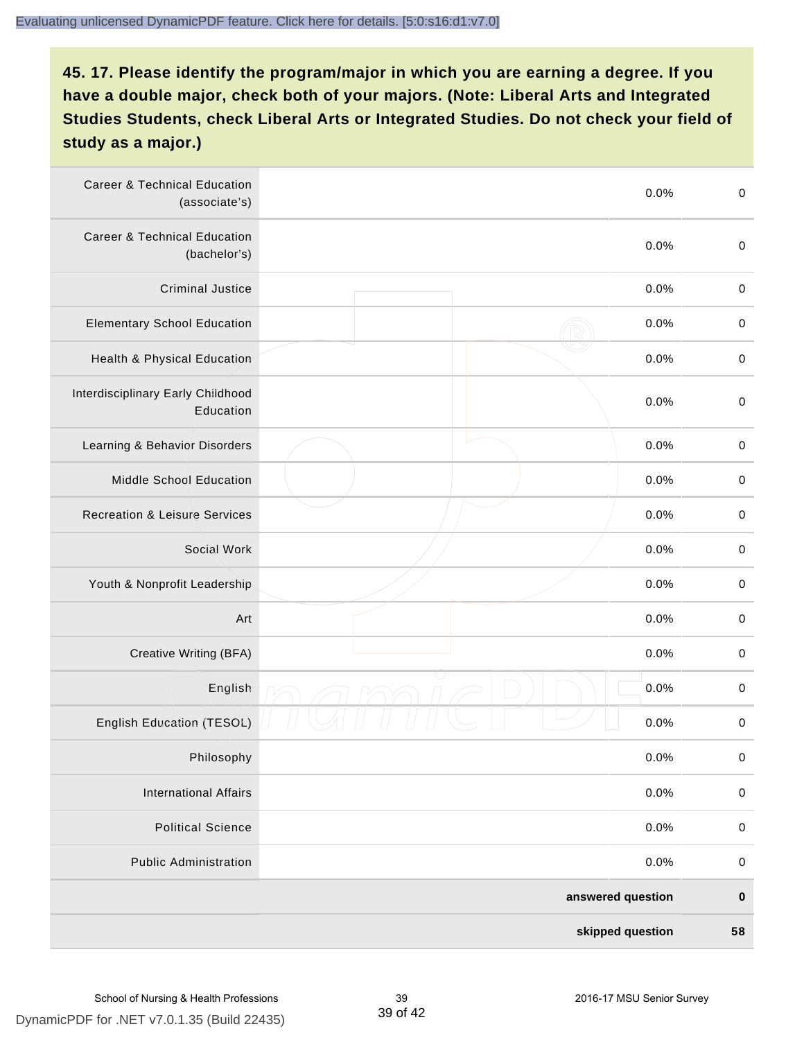## 45. 17. Please identify the program/major in which you are earning a degree. If you have a double major, check both of your majors. (Note: Liberal Arts and Integrated Studies Students, check Liberal Arts or Integrated Studies. Do not check your field of study as a major.)

| | | | |
|---|---|---|---|
| Career & Technical Education (associate's) | | 0.0% | 0 |
| Career & Technical Education (bachelor's) | | 0.0% | 0 |
| Criminal Justice | | 0.0% | 0 |
| Elementary School Education | | 0.0% | 0 |
| Health & Physical Education | | 0.0% | 0 |
| Interdisciplinary Early Childhood Education | | 0.0% | 0 |
| Learning & Behavior Disorders | | 0.0% | 0 |
| Middle School Education | | 0.0% | 0 |
| Recreation & Leisure Services | | 0.0% | 0 |
| Social Work | | 0.0% | 0 |
| Youth & Nonprofit Leadership | | 0.0% | 0 |
| Art | | 0.0% | 0 |
| Creative Writing (BFA) | | 0.0% | 0 |
| English | | 0.0% | 0 |
| English Education (TESOL) | | 0.0% | 0 |
| Philosophy | | 0.0% | 0 |
| International Affairs | | 0.0% | 0 |
| Political Science | | 0.0% | 0 |
| Public Administration | | 0.0% | 0 |
| | | **answered question** | **0** |
| | | **skipped question** | **58** |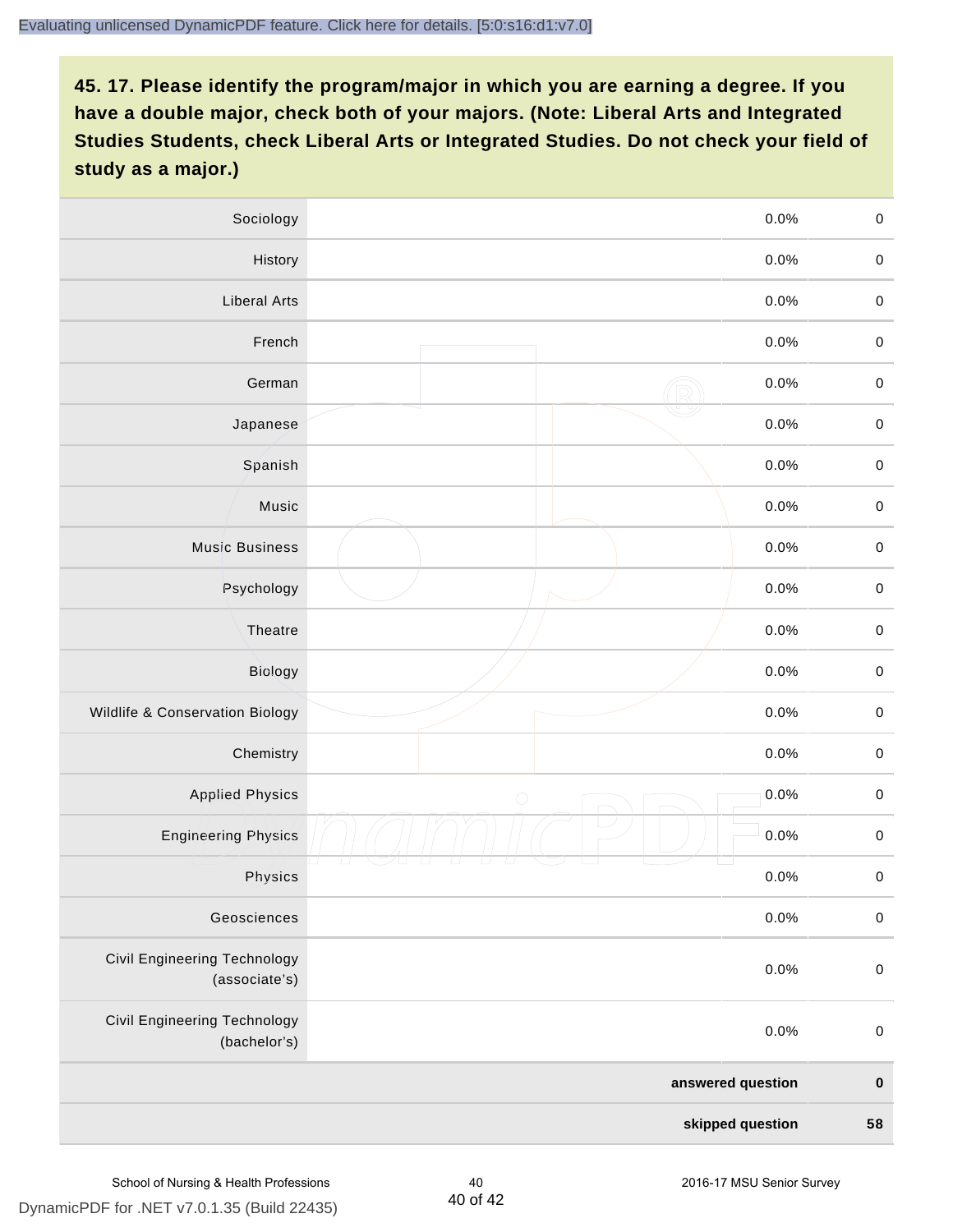**45. 17. Please identify the program/major in which you are earning a degree. If you have a double major, check both of your majors. (Note: Liberal Arts and Integrated Studies Students, check Liberal Arts or Integrated Studies. Do not check your field of study as a major.)**

| | | | |
|---|---|---|---|
| Sociology | | 0.0% | 0 |
| History | | 0.0% | 0 |
| Liberal Arts | | 0.0% | 0 |
| French | | 0.0% | 0 |
| German | | 0.0% | 0 |
| Japanese | | 0.0% | 0 |
| Spanish | | 0.0% | 0 |
| Music | | 0.0% | 0 |
| Music Business | | 0.0% | 0 |
| Psychology | | 0.0% | 0 |
| Theatre | | 0.0% | 0 |
| Biology | | 0.0% | 0 |
| Wildlife & Conservation Biology | | 0.0% | 0 |
| Chemistry | | 0.0% | 0 |
| Applied Physics | | 0.0% | 0 |
| Engineering Physics | | 0.0% | 0 |
| Physics | | 0.0% | 0 |
| Geosciences | | 0.0% | 0 |
| Civil Engineering Technology (associate's) | | 0.0% | 0 |
| Civil Engineering Technology (bachelor's) | | 0.0% | 0 |
| | | **answered question** | **0** |
| | | **skipped question** | **58** |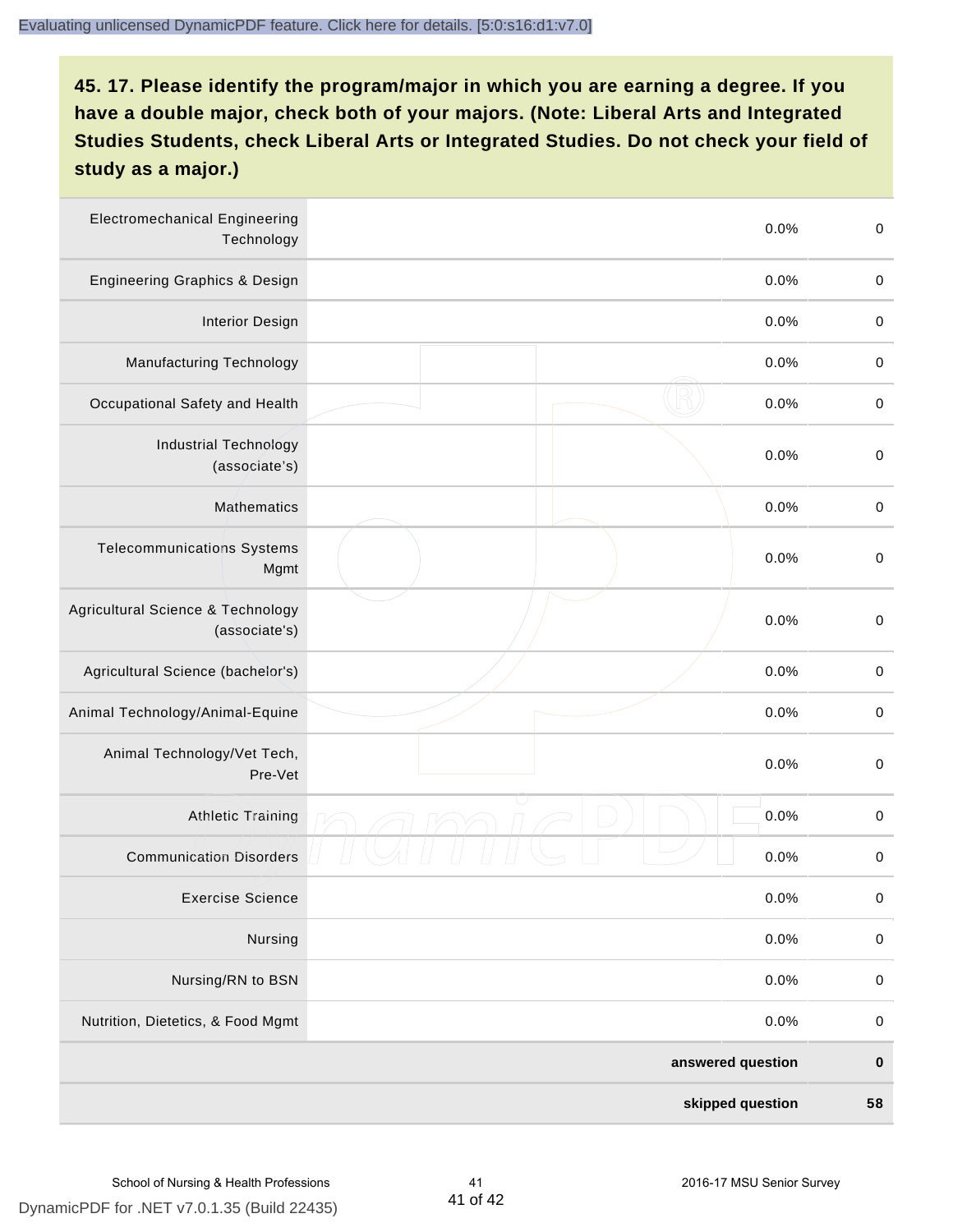## 45. 17. Please identify the program/major in which you are earning a degree. If you have a double major, check both of your majors. (Note: Liberal Arts and Integrated Studies Students, check Liberal Arts or Integrated Studies. Do not check your field of study as a major.)

| Program/Major | | Percent | Count |
|---|---|---|---|
| Electromechanical Engineering Technology | | 0.0% | 0 |
| Engineering Graphics & Design | | 0.0% | 0 |
| Interior Design | | 0.0% | 0 |
| Manufacturing Technology | | 0.0% | 0 |
| Occupational Safety and Health | | 0.0% | 0 |
| Industrial Technology (associate's) | | 0.0% | 0 |
| Mathematics | | 0.0% | 0 |
| Telecommunications Systems Mgmt | | 0.0% | 0 |
| Agricultural Science & Technology (associate's) | | 0.0% | 0 |
| Agricultural Science (bachelor's) | | 0.0% | 0 |
| Animal Technology/Animal-Equine | | 0.0% | 0 |
| Animal Technology/Vet Tech, Pre-Vet | | 0.0% | 0 |
| Athletic Training | | 0.0% | 0 |
| Communication Disorders | | 0.0% | 0 |
| Exercise Science | | 0.0% | 0 |
| Nursing | | 0.0% | 0 |
| Nursing/RN to BSN | | 0.0% | 0 |
| Nutrition, Dietetics, & Food Mgmt | | 0.0% | 0 |
| | | **answered question** | **0** |
| | | **skipped question** | **58** |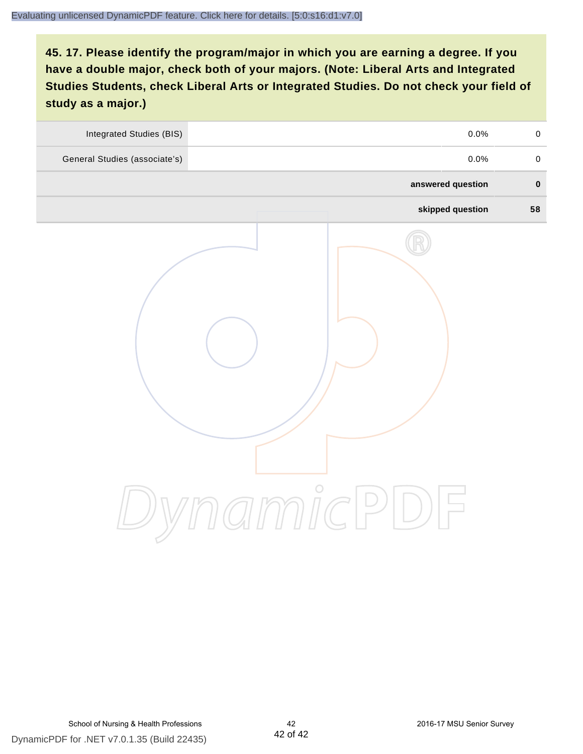**45. 17. Please identify the program/major in which you are earning a degree. If you have a double major, check both of your majors. (Note: Liberal Arts and Integrated Studies Students, check Liberal Arts or Integrated Studies. Do not check your field of study as a major.)**

| | | | |
|---|---|---|---|
| Integrated Studies (BIS) | | 0.0% | 0 |
| General Studies (associate's) | | 0.0% | 0 |
| | | **answered question** | **0** |
| | | **skipped question** | **58** |